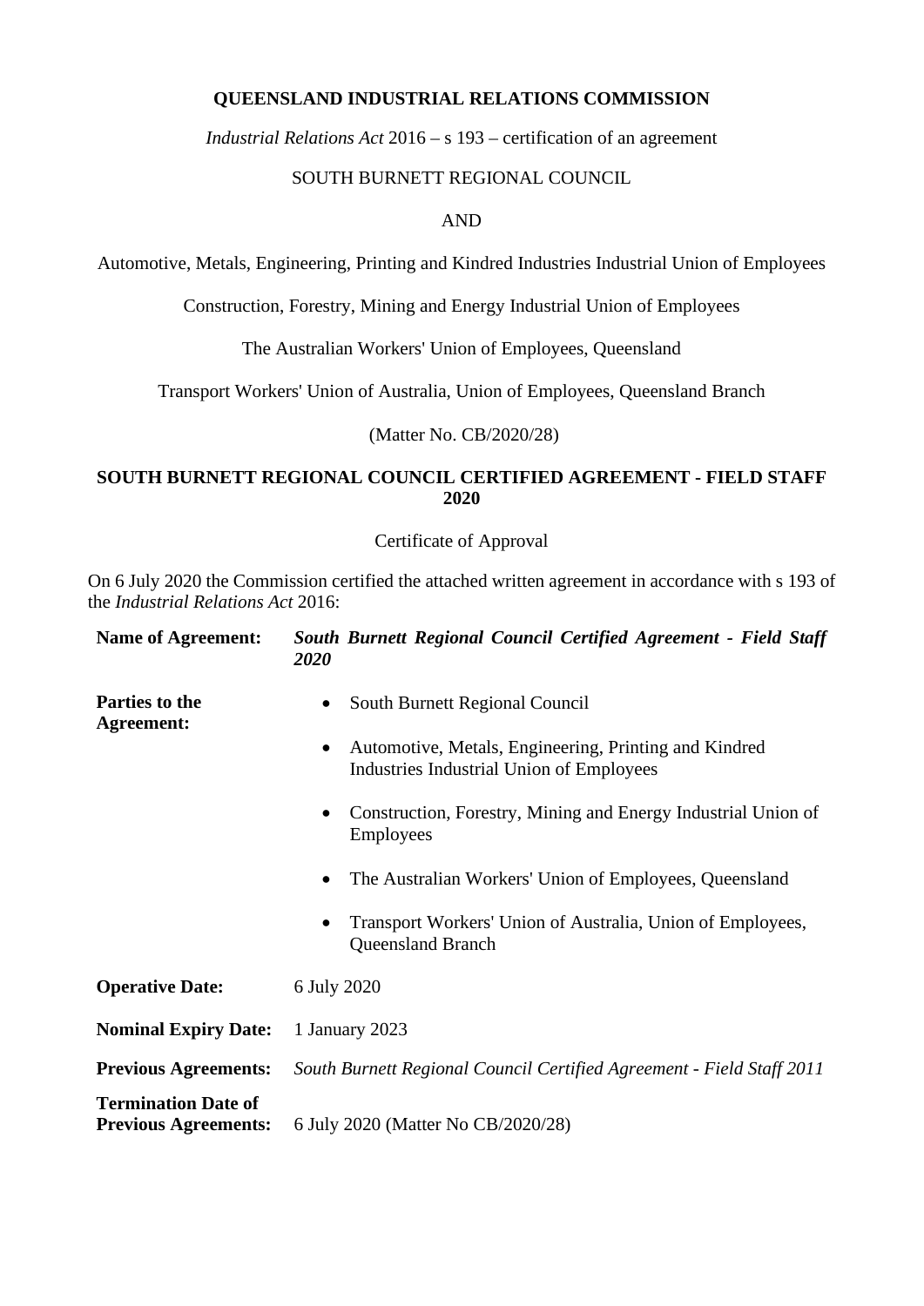**QUEENSLAND INDUSTRIAL RELATIONS COMMISSION**

*Industrial Relations Act* 2016 – s 193 – certification of an agreement

SOUTH BURNETT REGIONAL COUNCIL

AND

Automotive, Metals, Engineering, Printing and Kindred Industries Industrial Union of Employees

Construction, Forestry, Mining and Energy Industrial Union of Employees

The Australian Workers' Union of Employees, Queensland

Transport Workers' Union of Australia, Union of Employees, Queensland Branch

(Matter No. CB/2020/28)

**SOUTH BURNETT REGIONAL COUNCIL CERTIFIED AGREEMENT - FIELD STAFF 2020**

Certificate of Approval

On 6 July 2020 the Commission certified the attached written agreement in accordance with s 193 of the *Industrial Relations Act* 2016:

| | |
|---|---|
| **Name of Agreement:** | ***South Burnett Regional Council Certified Agreement - Field Staff 2020*** |
| **Parties to the Agreement:** | • South Burnett Regional Council<br>• Automotive, Metals, Engineering, Printing and Kindred Industries Industrial Union of Employees<br>• Construction, Forestry, Mining and Energy Industrial Union of Employees<br>• The Australian Workers' Union of Employees, Queensland<br>• Transport Workers' Union of Australia, Union of Employees, Queensland Branch |
| **Operative Date:** | 6 July 2020 |
| **Nominal Expiry Date:** | 1 January 2023 |
| **Previous Agreements:** | *South Burnett Regional Council Certified Agreement - Field Staff 2011* |
| **Termination Date of Previous Agreements:** | 6 July 2020 (Matter No CB/2020/28) |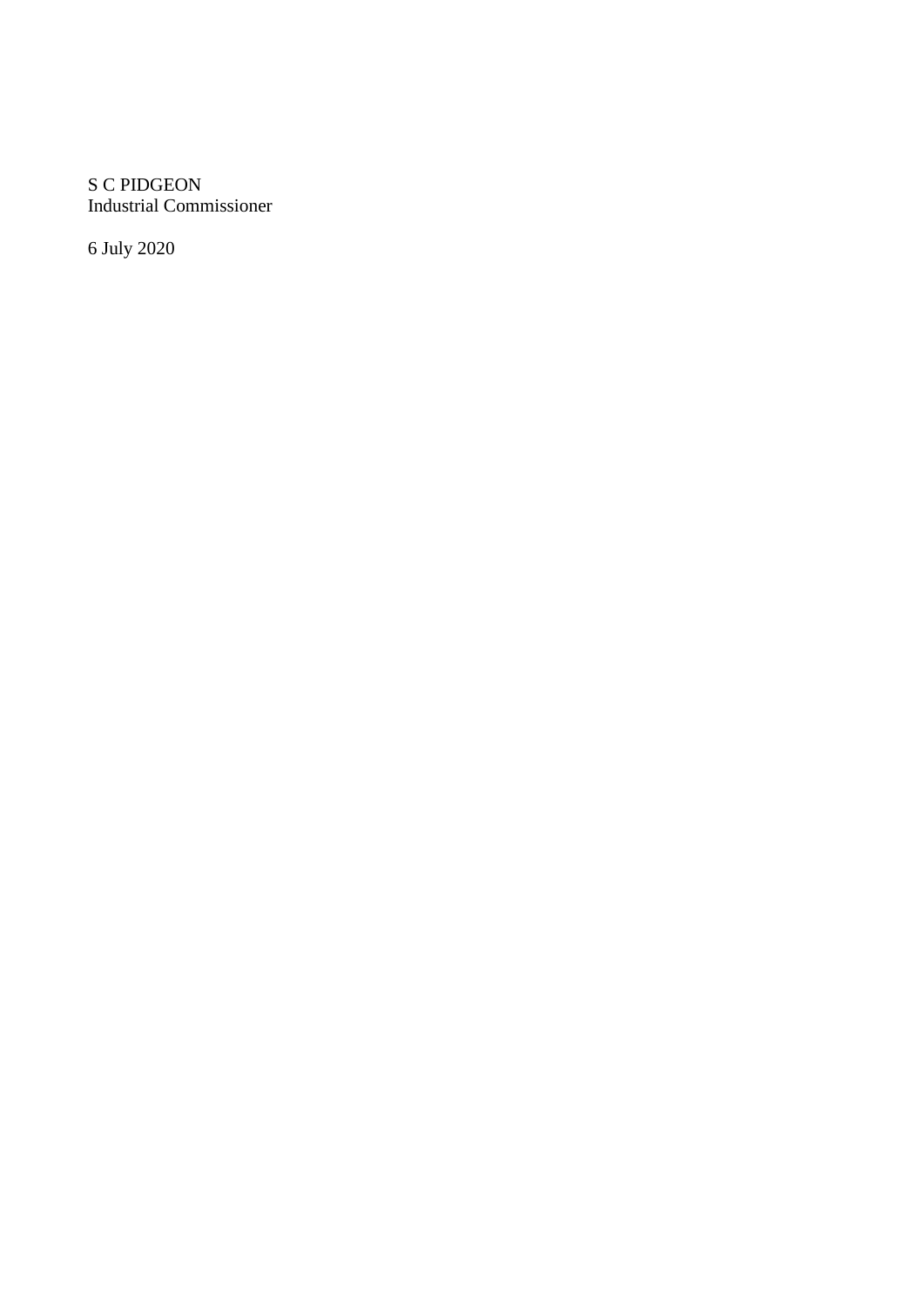S C PIDGEON
Industrial Commissioner

6 July 2020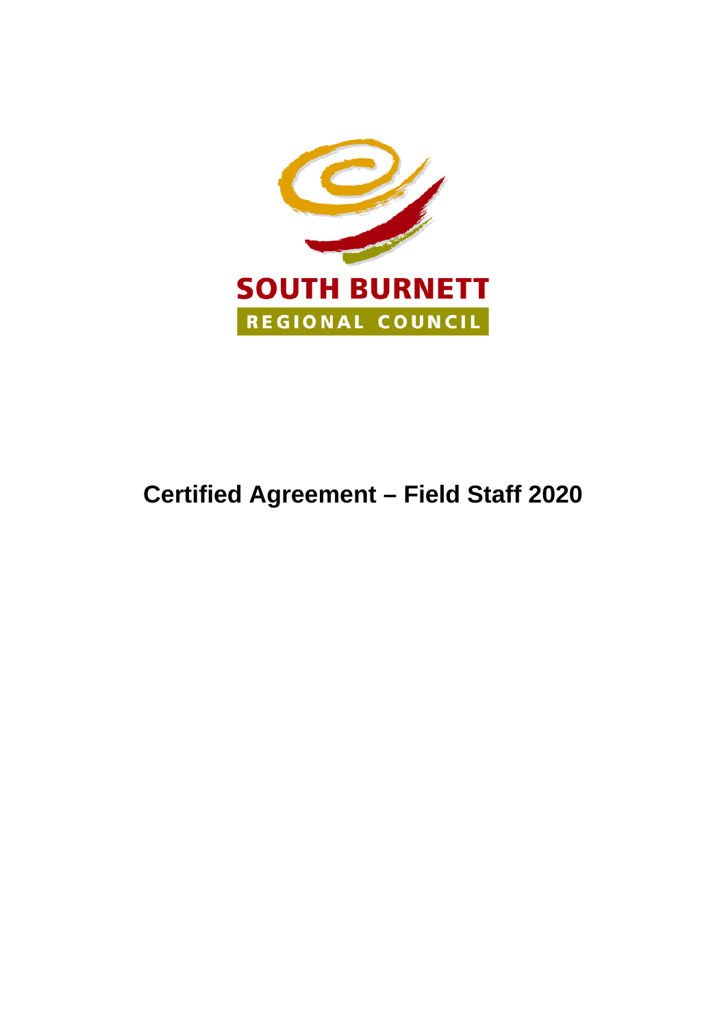SOUTH BURNETT

REGIONAL COUNCIL

# Certified Agreement – Field Staff 2020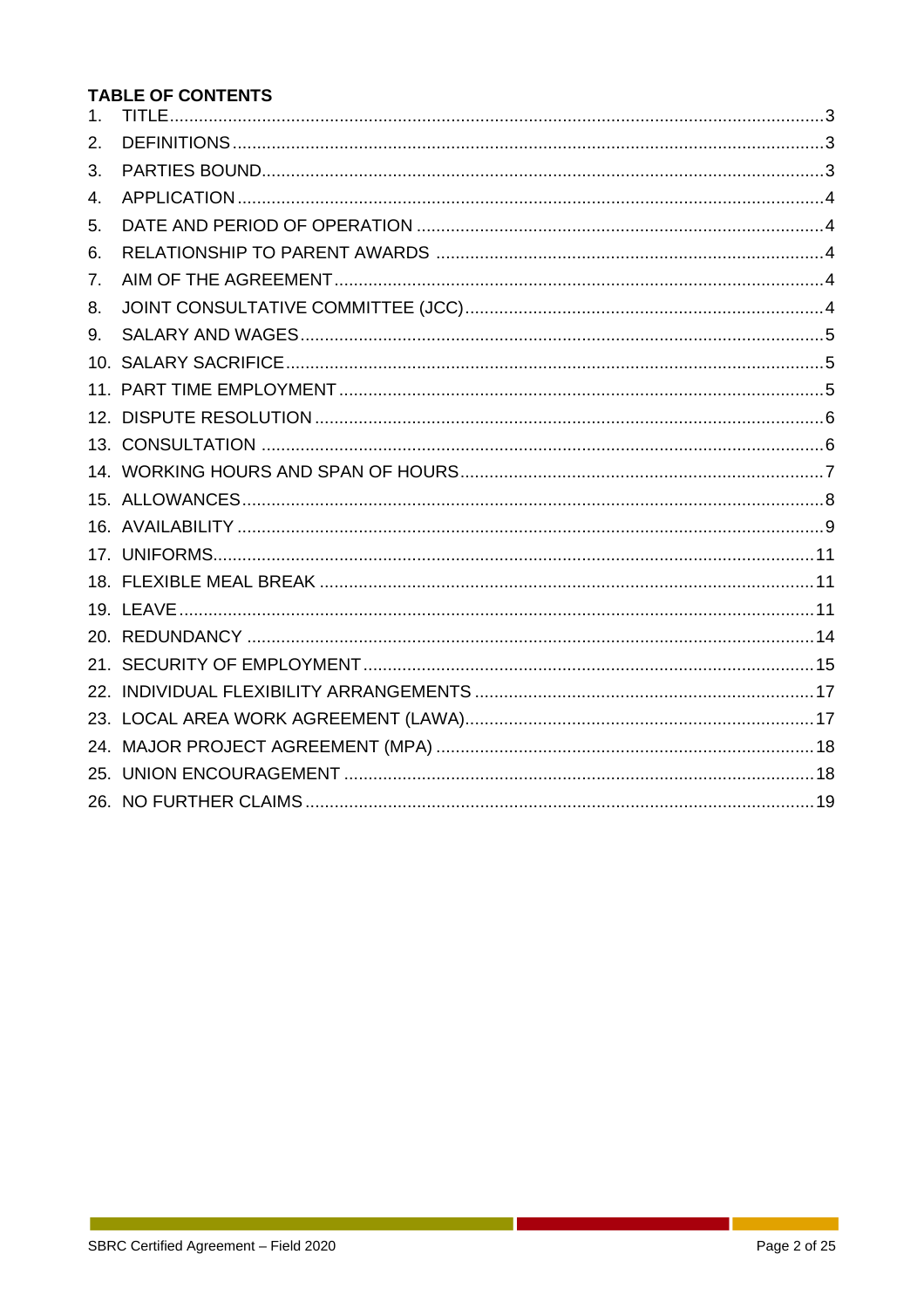**TABLE OF CONTENTS**

| | | |
|---|---|---|
| 1. | TITLE | 3 |
| 2. | DEFINITIONS | 3 |
| 3. | PARTIES BOUND | 3 |
| 4. | APPLICATION | 4 |
| 5. | DATE AND PERIOD OF OPERATION | 4 |
| 6. | RELATIONSHIP TO PARENT AWARDS | 4 |
| 7. | AIM OF THE AGREEMENT | 4 |
| 8. | JOINT CONSULTATIVE COMMITTEE (JCC) | 4 |
| 9. | SALARY AND WAGES | 5 |
| 10. | SALARY SACRIFICE | 5 |
| 11. | PART TIME EMPLOYMENT | 5 |
| 12. | DISPUTE RESOLUTION | 6 |
| 13. | CONSULTATION | 6 |
| 14. | WORKING HOURS AND SPAN OF HOURS | 7 |
| 15. | ALLOWANCES | 8 |
| 16. | AVAILABILITY | 9 |
| 17. | UNIFORMS | 11 |
| 18. | FLEXIBLE MEAL BREAK | 11 |
| 19. | LEAVE | 11 |
| 20. | REDUNDANCY | 14 |
| 21. | SECURITY OF EMPLOYMENT | 15 |
| 22. | INDIVIDUAL FLEXIBILITY ARRANGEMENTS | 17 |
| 23. | LOCAL AREA WORK AGREEMENT (LAWA) | 17 |
| 24. | MAJOR PROJECT AGREEMENT (MPA) | 18 |
| 25. | UNION ENCOURAGEMENT | 18 |
| 26. | NO FURTHER CLAIMS | 19 |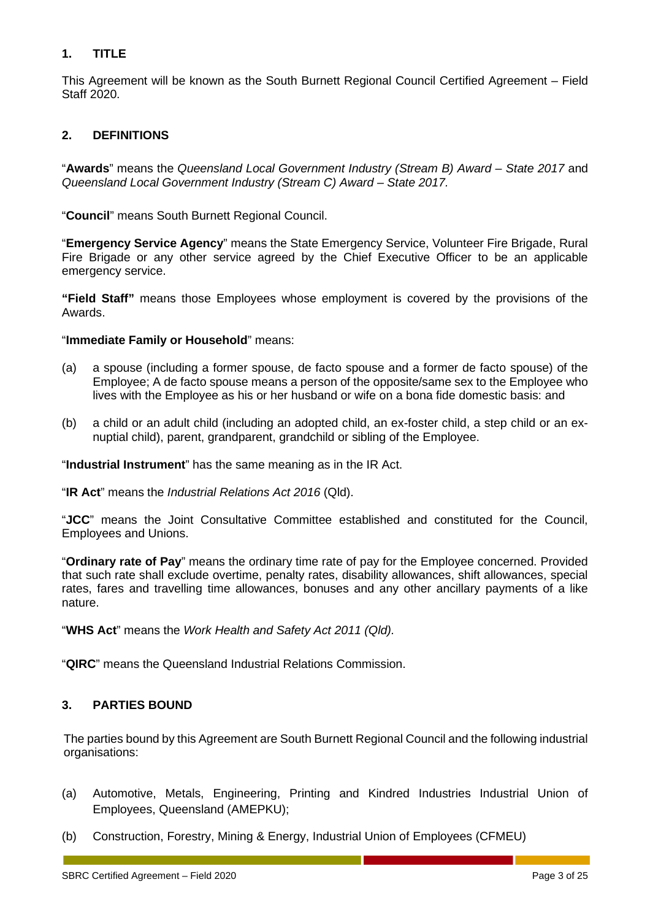## 1. TITLE

This Agreement will be known as the South Burnett Regional Council Certified Agreement – Field Staff 2020.

## 2. DEFINITIONS

"**Awards**" means the *Queensland Local Government Industry (Stream B) Award – State 2017* and *Queensland Local Government Industry (Stream C) Award – State 2017.*

"**Council**" means South Burnett Regional Council.

"**Emergency Service Agency**" means the State Emergency Service, Volunteer Fire Brigade, Rural Fire Brigade or any other service agreed by the Chief Executive Officer to be an applicable emergency service.

**"Field Staff"** means those Employees whose employment is covered by the provisions of the Awards.

"**Immediate Family or Household**" means:

(a) a spouse (including a former spouse, de facto spouse and a former de facto spouse) of the Employee; A de facto spouse means a person of the opposite/same sex to the Employee who lives with the Employee as his or her husband or wife on a bona fide domestic basis: and

(b) a child or an adult child (including an adopted child, an ex-foster child, a step child or an ex-nuptial child), parent, grandparent, grandchild or sibling of the Employee.

"**Industrial Instrument**" has the same meaning as in the IR Act.

"**IR Act**" means the *Industrial Relations Act 2016* (Qld).

"**JCC**" means the Joint Consultative Committee established and constituted for the Council, Employees and Unions.

"**Ordinary rate of Pay**" means the ordinary time rate of pay for the Employee concerned. Provided that such rate shall exclude overtime, penalty rates, disability allowances, shift allowances, special rates, fares and travelling time allowances, bonuses and any other ancillary payments of a like nature.

"**WHS Act**" means the *Work Health and Safety Act 2011 (Qld).*

"**QIRC**" means the Queensland Industrial Relations Commission.

## 3. PARTIES BOUND

The parties bound by this Agreement are South Burnett Regional Council and the following industrial organisations:

(a) Automotive, Metals, Engineering, Printing and Kindred Industries Industrial Union of Employees, Queensland (AMEPKU);

(b) Construction, Forestry, Mining & Energy, Industrial Union of Employees (CFMEU)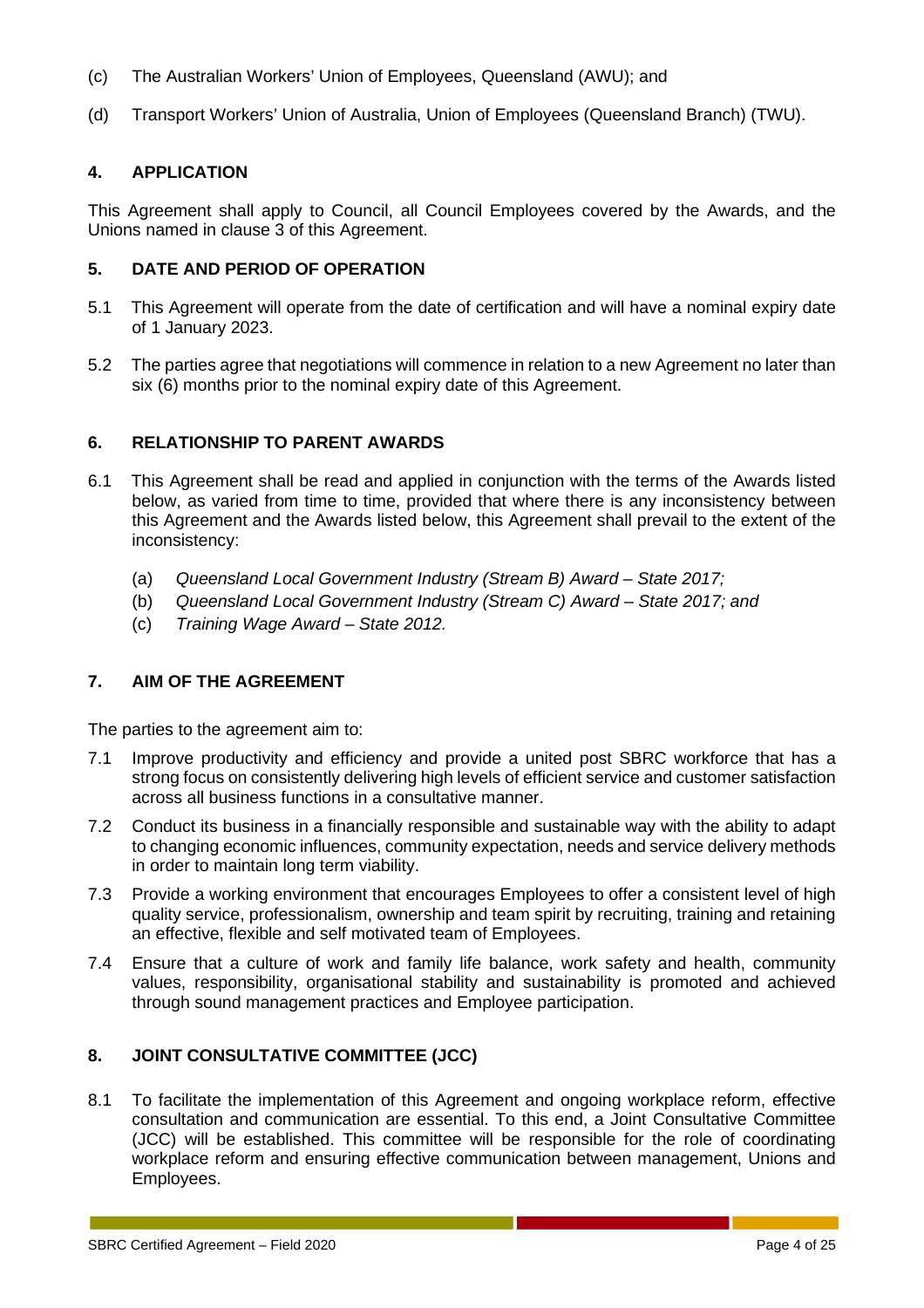(c) The Australian Workers' Union of Employees, Queensland (AWU); and

(d) Transport Workers' Union of Australia, Union of Employees (Queensland Branch) (TWU).

## 4. APPLICATION

This Agreement shall apply to Council, all Council Employees covered by the Awards, and the Unions named in clause 3 of this Agreement.

## 5. DATE AND PERIOD OF OPERATION

5.1 This Agreement will operate from the date of certification and will have a nominal expiry date of 1 January 2023.

5.2 The parties agree that negotiations will commence in relation to a new Agreement no later than six (6) months prior to the nominal expiry date of this Agreement.

## 6. RELATIONSHIP TO PARENT AWARDS

6.1 This Agreement shall be read and applied in conjunction with the terms of the Awards listed below, as varied from time to time, provided that where there is any inconsistency between this Agreement and the Awards listed below, this Agreement shall prevail to the extent of the inconsistency:

(a) *Queensland Local Government Industry (Stream B) Award – State 2017;*
(b) *Queensland Local Government Industry (Stream C) Award – State 2017; and*
(c) *Training Wage Award – State 2012.*

## 7. AIM OF THE AGREEMENT

The parties to the agreement aim to:

7.1 Improve productivity and efficiency and provide a united post SBRC workforce that has a strong focus on consistently delivering high levels of efficient service and customer satisfaction across all business functions in a consultative manner.

7.2 Conduct its business in a financially responsible and sustainable way with the ability to adapt to changing economic influences, community expectation, needs and service delivery methods in order to maintain long term viability.

7.3 Provide a working environment that encourages Employees to offer a consistent level of high quality service, professionalism, ownership and team spirit by recruiting, training and retaining an effective, flexible and self motivated team of Employees.

7.4 Ensure that a culture of work and family life balance, work safety and health, community values, responsibility, organisational stability and sustainability is promoted and achieved through sound management practices and Employee participation.

## 8. JOINT CONSULTATIVE COMMITTEE (JCC)

8.1 To facilitate the implementation of this Agreement and ongoing workplace reform, effective consultation and communication are essential. To this end, a Joint Consultative Committee (JCC) will be established. This committee will be responsible for the role of coordinating workplace reform and ensuring effective communication between management, Unions and Employees.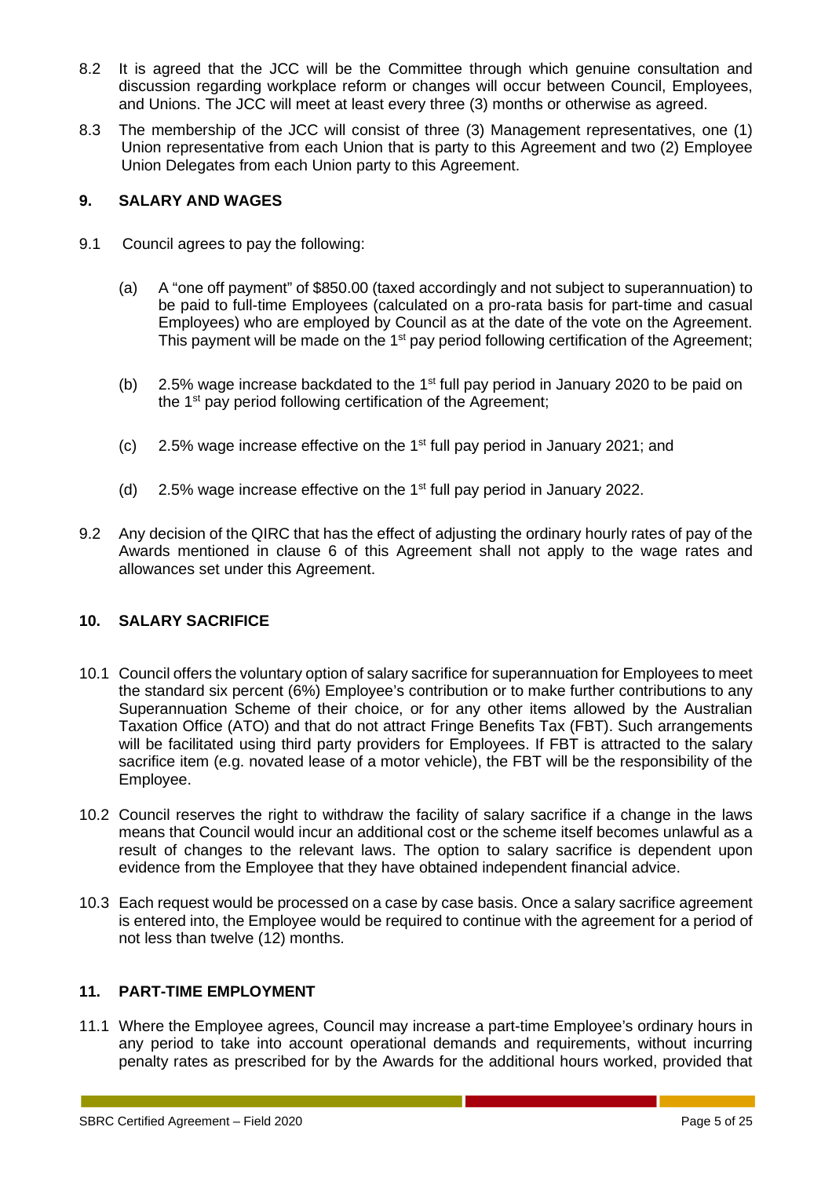8.2 It is agreed that the JCC will be the Committee through which genuine consultation and discussion regarding workplace reform or changes will occur between Council, Employees, and Unions. The JCC will meet at least every three (3) months or otherwise as agreed.

8.3 The membership of the JCC will consist of three (3) Management representatives, one (1) Union representative from each Union that is party to this Agreement and two (2) Employee Union Delegates from each Union party to this Agreement.

## 9. SALARY AND WAGES

9.1 Council agrees to pay the following:

(a) A "one off payment" of $850.00 (taxed accordingly and not subject to superannuation) to be paid to full-time Employees (calculated on a pro-rata basis for part-time and casual Employees) who are employed by Council as at the date of the vote on the Agreement. This payment will be made on the 1st pay period following certification of the Agreement;

(b) 2.5% wage increase backdated to the 1st full pay period in January 2020 to be paid on the 1st pay period following certification of the Agreement;

(c) 2.5% wage increase effective on the 1st full pay period in January 2021; and

(d) 2.5% wage increase effective on the 1st full pay period in January 2022.

9.2 Any decision of the QIRC that has the effect of adjusting the ordinary hourly rates of pay of the Awards mentioned in clause 6 of this Agreement shall not apply to the wage rates and allowances set under this Agreement.

## 10. SALARY SACRIFICE

10.1 Council offers the voluntary option of salary sacrifice for superannuation for Employees to meet the standard six percent (6%) Employee's contribution or to make further contributions to any Superannuation Scheme of their choice, or for any other items allowed by the Australian Taxation Office (ATO) and that do not attract Fringe Benefits Tax (FBT). Such arrangements will be facilitated using third party providers for Employees. If FBT is attracted to the salary sacrifice item (e.g. novated lease of a motor vehicle), the FBT will be the responsibility of the Employee.

10.2 Council reserves the right to withdraw the facility of salary sacrifice if a change in the laws means that Council would incur an additional cost or the scheme itself becomes unlawful as a result of changes to the relevant laws. The option to salary sacrifice is dependent upon evidence from the Employee that they have obtained independent financial advice.

10.3 Each request would be processed on a case by case basis. Once a salary sacrifice agreement is entered into, the Employee would be required to continue with the agreement for a period of not less than twelve (12) months.

## 11. PART-TIME EMPLOYMENT

11.1 Where the Employee agrees, Council may increase a part-time Employee's ordinary hours in any period to take into account operational demands and requirements, without incurring penalty rates as prescribed for by the Awards for the additional hours worked, provided that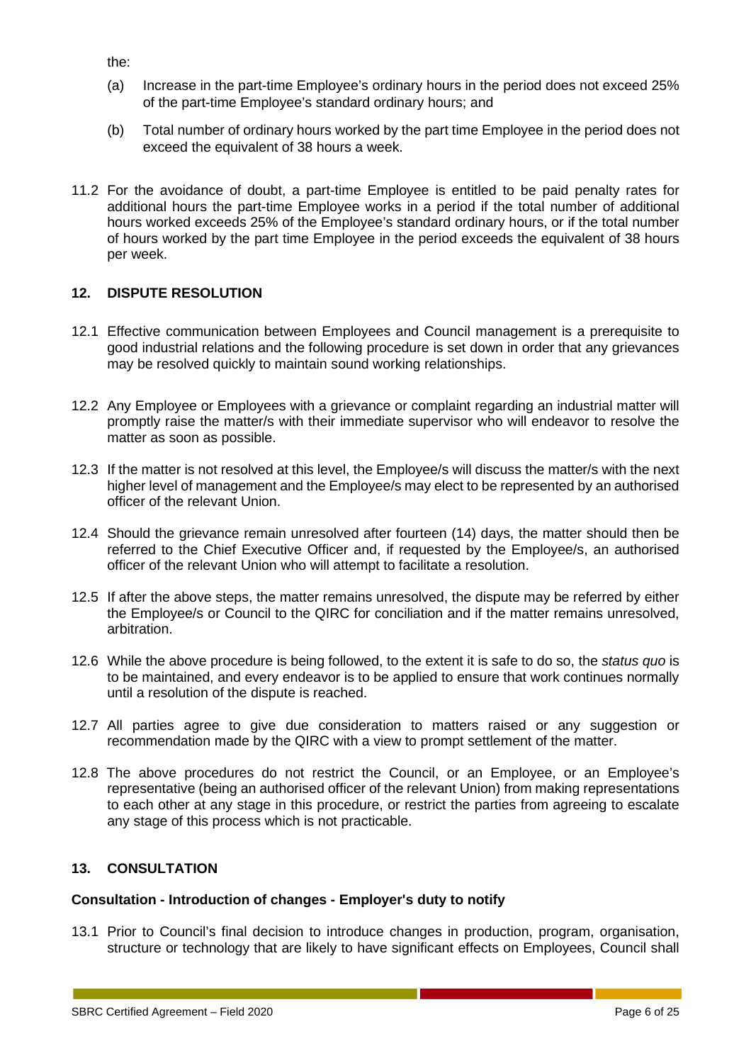the:

(a) Increase in the part-time Employee's ordinary hours in the period does not exceed 25% of the part-time Employee's standard ordinary hours; and

(b) Total number of ordinary hours worked by the part time Employee in the period does not exceed the equivalent of 38 hours a week.

11.2 For the avoidance of doubt, a part-time Employee is entitled to be paid penalty rates for additional hours the part-time Employee works in a period if the total number of additional hours worked exceeds 25% of the Employee's standard ordinary hours, or if the total number of hours worked by the part time Employee in the period exceeds the equivalent of 38 hours per week.

## 12. DISPUTE RESOLUTION

12.1 Effective communication between Employees and Council management is a prerequisite to good industrial relations and the following procedure is set down in order that any grievances may be resolved quickly to maintain sound working relationships.

12.2 Any Employee or Employees with a grievance or complaint regarding an industrial matter will promptly raise the matter/s with their immediate supervisor who will endeavor to resolve the matter as soon as possible.

12.3 If the matter is not resolved at this level, the Employee/s will discuss the matter/s with the next higher level of management and the Employee/s may elect to be represented by an authorised officer of the relevant Union.

12.4 Should the grievance remain unresolved after fourteen (14) days, the matter should then be referred to the Chief Executive Officer and, if requested by the Employee/s, an authorised officer of the relevant Union who will attempt to facilitate a resolution.

12.5 If after the above steps, the matter remains unresolved, the dispute may be referred by either the Employee/s or Council to the QIRC for conciliation and if the matter remains unresolved, arbitration.

12.6 While the above procedure is being followed, to the extent it is safe to do so, the *status quo* is to be maintained, and every endeavor is to be applied to ensure that work continues normally until a resolution of the dispute is reached.

12.7 All parties agree to give due consideration to matters raised or any suggestion or recommendation made by the QIRC with a view to prompt settlement of the matter.

12.8 The above procedures do not restrict the Council, or an Employee, or an Employee's representative (being an authorised officer of the relevant Union) from making representations to each other at any stage in this procedure, or restrict the parties from agreeing to escalate any stage of this process which is not practicable.

## 13. CONSULTATION

### Consultation - Introduction of changes - Employer's duty to notify

13.1 Prior to Council's final decision to introduce changes in production, program, organisation, structure or technology that are likely to have significant effects on Employees, Council shall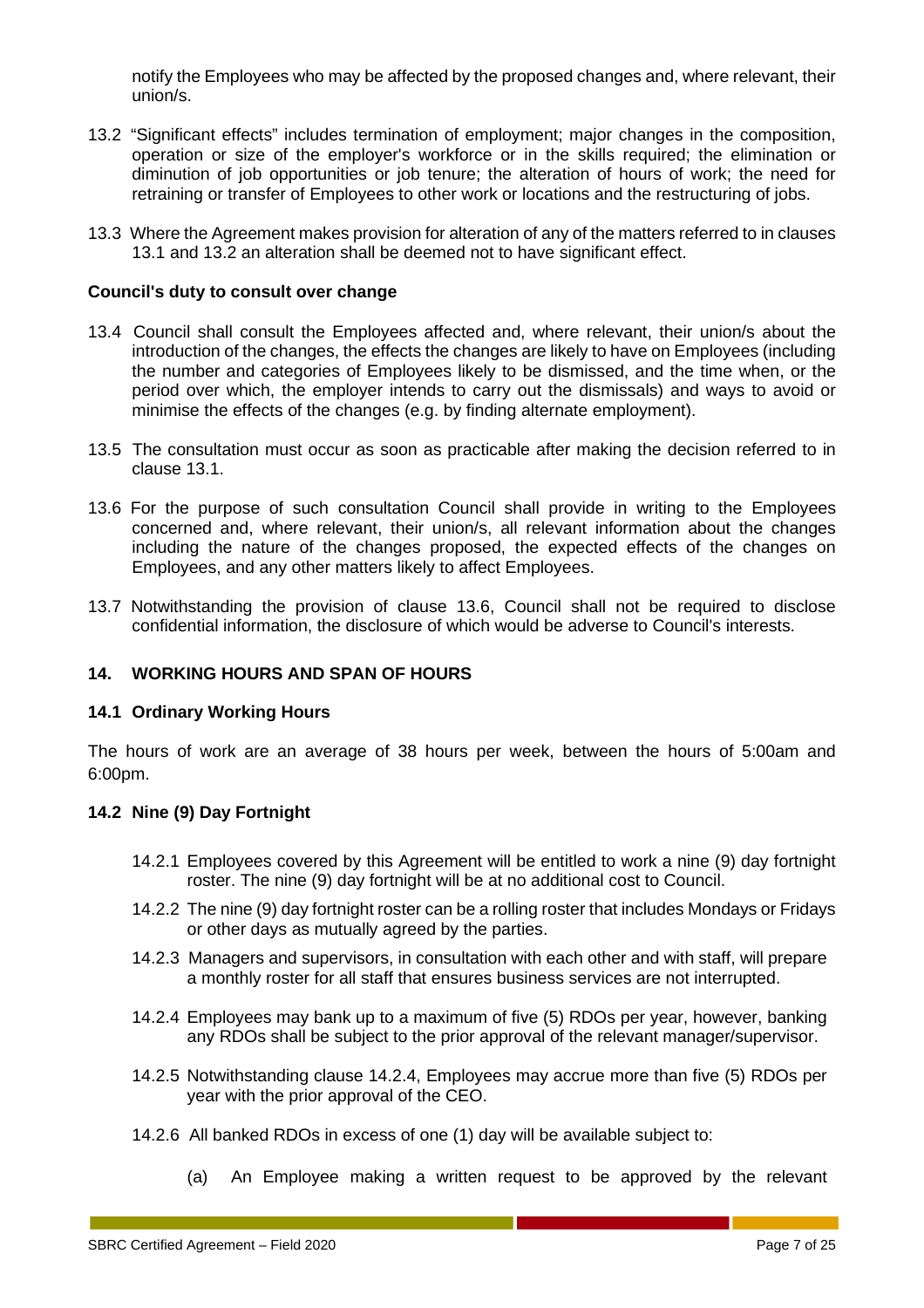notify the Employees who may be affected by the proposed changes and, where relevant, their union/s.

13.2 "Significant effects" includes termination of employment; major changes in the composition, operation or size of the employer's workforce or in the skills required; the elimination or diminution of job opportunities or job tenure; the alteration of hours of work; the need for retraining or transfer of Employees to other work or locations and the restructuring of jobs.

13.3 Where the Agreement makes provision for alteration of any of the matters referred to in clauses 13.1 and 13.2 an alteration shall be deemed not to have significant effect.

**Council's duty to consult over change**

13.4 Council shall consult the Employees affected and, where relevant, their union/s about the introduction of the changes, the effects the changes are likely to have on Employees (including the number and categories of Employees likely to be dismissed, and the time when, or the period over which, the employer intends to carry out the dismissals) and ways to avoid or minimise the effects of the changes (e.g. by finding alternate employment).

13.5 The consultation must occur as soon as practicable after making the decision referred to in clause 13.1.

13.6 For the purpose of such consultation Council shall provide in writing to the Employees concerned and, where relevant, their union/s, all relevant information about the changes including the nature of the changes proposed, the expected effects of the changes on Employees, and any other matters likely to affect Employees.

13.7 Notwithstanding the provision of clause 13.6, Council shall not be required to disclose confidential information, the disclosure of which would be adverse to Council's interests.

## 14. WORKING HOURS AND SPAN OF HOURS

### 14.1 Ordinary Working Hours

The hours of work are an average of 38 hours per week, between the hours of 5:00am and 6:00pm.

### 14.2 Nine (9) Day Fortnight

14.2.1 Employees covered by this Agreement will be entitled to work a nine (9) day fortnight roster. The nine (9) day fortnight will be at no additional cost to Council.

14.2.2 The nine (9) day fortnight roster can be a rolling roster that includes Mondays or Fridays or other days as mutually agreed by the parties.

14.2.3 Managers and supervisors, in consultation with each other and with staff, will prepare a monthly roster for all staff that ensures business services are not interrupted.

14.2.4 Employees may bank up to a maximum of five (5) RDOs per year, however, banking any RDOs shall be subject to the prior approval of the relevant manager/supervisor.

14.2.5 Notwithstanding clause 14.2.4, Employees may accrue more than five (5) RDOs per year with the prior approval of the CEO.

14.2.6 All banked RDOs in excess of one (1) day will be available subject to:

(a) An Employee making a written request to be approved by the relevant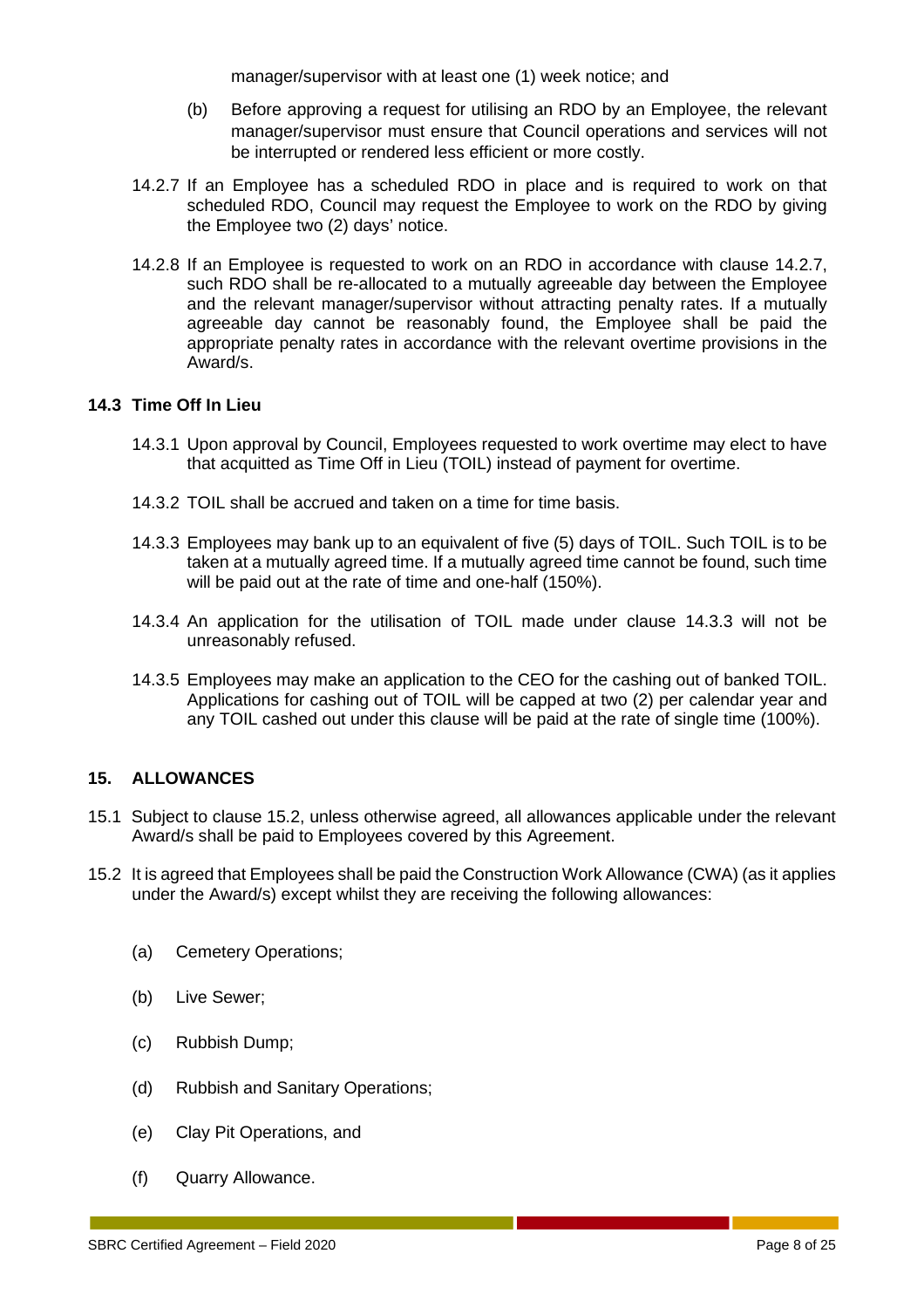manager/supervisor with at least one (1) week notice; and

(b) Before approving a request for utilising an RDO by an Employee, the relevant manager/supervisor must ensure that Council operations and services will not be interrupted or rendered less efficient or more costly.

14.2.7 If an Employee has a scheduled RDO in place and is required to work on that scheduled RDO, Council may request the Employee to work on the RDO by giving the Employee two (2) days' notice.

14.2.8 If an Employee is requested to work on an RDO in accordance with clause 14.2.7, such RDO shall be re-allocated to a mutually agreeable day between the Employee and the relevant manager/supervisor without attracting penalty rates. If a mutually agreeable day cannot be reasonably found, the Employee shall be paid the appropriate penalty rates in accordance with the relevant overtime provisions in the Award/s.

### 14.3 Time Off In Lieu

14.3.1 Upon approval by Council, Employees requested to work overtime may elect to have that acquitted as Time Off in Lieu (TOIL) instead of payment for overtime.

14.3.2 TOIL shall be accrued and taken on a time for time basis.

14.3.3 Employees may bank up to an equivalent of five (5) days of TOIL. Such TOIL is to be taken at a mutually agreed time. If a mutually agreed time cannot be found, such time will be paid out at the rate of time and one-half (150%).

14.3.4 An application for the utilisation of TOIL made under clause 14.3.3 will not be unreasonably refused.

14.3.5 Employees may make an application to the CEO for the cashing out of banked TOIL. Applications for cashing out of TOIL will be capped at two (2) per calendar year and any TOIL cashed out under this clause will be paid at the rate of single time (100%).

## 15. ALLOWANCES

15.1 Subject to clause 15.2, unless otherwise agreed, all allowances applicable under the relevant Award/s shall be paid to Employees covered by this Agreement.

15.2 It is agreed that Employees shall be paid the Construction Work Allowance (CWA) (as it applies under the Award/s) except whilst they are receiving the following allowances:

(a) Cemetery Operations;

(b) Live Sewer;

(c) Rubbish Dump;

(d) Rubbish and Sanitary Operations;

(e) Clay Pit Operations, and

(f) Quarry Allowance.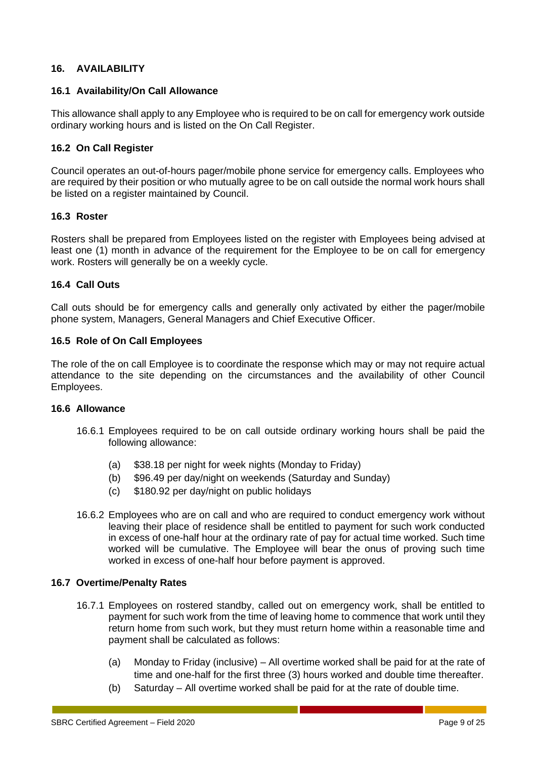## 16. AVAILABILITY

### 16.1 Availability/On Call Allowance

This allowance shall apply to any Employee who is required to be on call for emergency work outside ordinary working hours and is listed on the On Call Register.

### 16.2 On Call Register

Council operates an out-of-hours pager/mobile phone service for emergency calls. Employees who are required by their position or who mutually agree to be on call outside the normal work hours shall be listed on a register maintained by Council.

### 16.3 Roster

Rosters shall be prepared from Employees listed on the register with Employees being advised at least one (1) month in advance of the requirement for the Employee to be on call for emergency work. Rosters will generally be on a weekly cycle.

### 16.4 Call Outs

Call outs should be for emergency calls and generally only activated by either the pager/mobile phone system, Managers, General Managers and Chief Executive Officer.

### 16.5 Role of On Call Employees

The role of the on call Employee is to coordinate the response which may or may not require actual attendance to the site depending on the circumstances and the availability of other Council Employees.

### 16.6 Allowance

16.6.1 Employees required to be on call outside ordinary working hours shall be paid the following allowance:

- (a) $38.18 per night for week nights (Monday to Friday)
- (b) $96.49 per day/night on weekends (Saturday and Sunday)
- (c) $180.92 per day/night on public holidays

16.6.2 Employees who are on call and who are required to conduct emergency work without leaving their place of residence shall be entitled to payment for such work conducted in excess of one-half hour at the ordinary rate of pay for actual time worked. Such time worked will be cumulative. The Employee will bear the onus of proving such time worked in excess of one-half hour before payment is approved.

### 16.7 Overtime/Penalty Rates

16.7.1 Employees on rostered standby, called out on emergency work, shall be entitled to payment for such work from the time of leaving home to commence that work until they return home from such work, but they must return home within a reasonable time and payment shall be calculated as follows:

- (a) Monday to Friday (inclusive) – All overtime worked shall be paid for at the rate of time and one-half for the first three (3) hours worked and double time thereafter.
- (b) Saturday – All overtime worked shall be paid for at the rate of double time.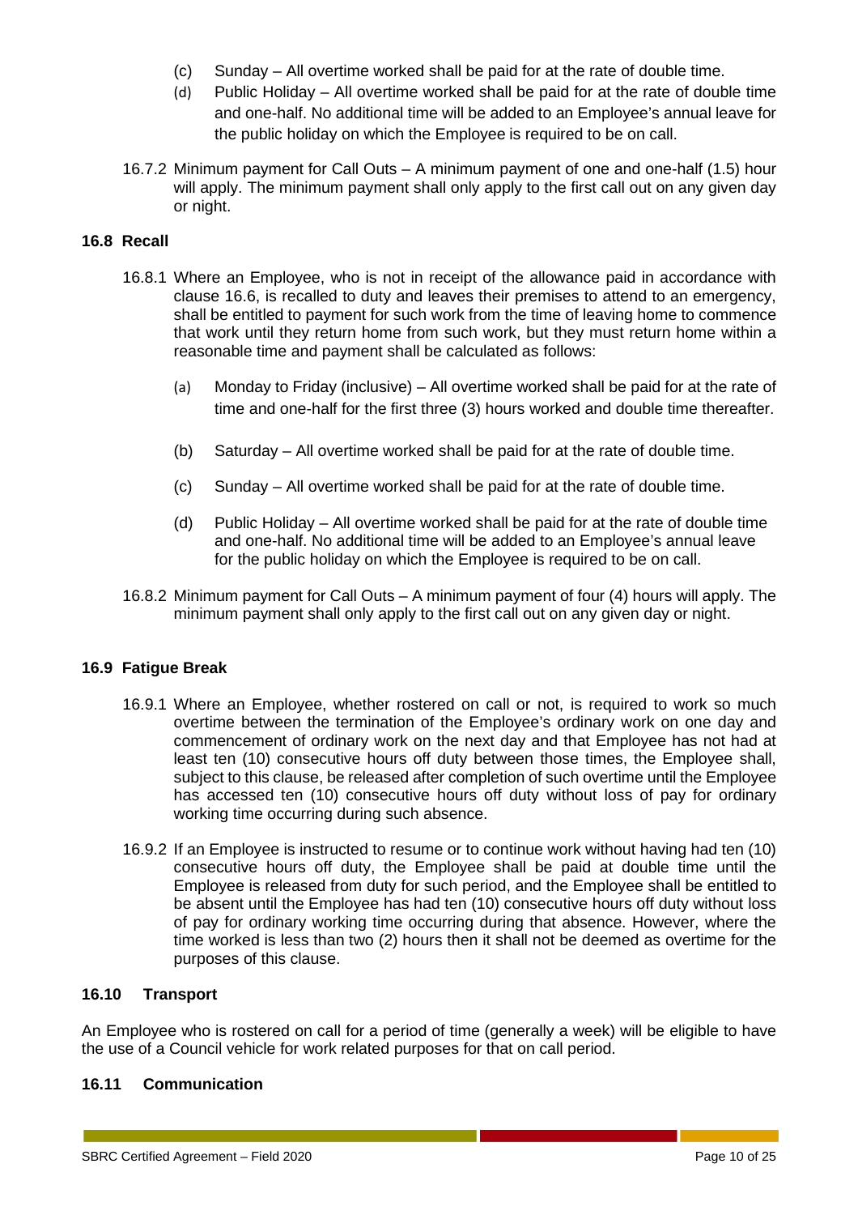(c) Sunday – All overtime worked shall be paid for at the rate of double time.

(d) Public Holiday – All overtime worked shall be paid for at the rate of double time and one-half. No additional time will be added to an Employee's annual leave for the public holiday on which the Employee is required to be on call.

16.7.2 Minimum payment for Call Outs – A minimum payment of one and one-half (1.5) hour will apply. The minimum payment shall only apply to the first call out on any given day or night.

### 16.8 Recall

16.8.1 Where an Employee, who is not in receipt of the allowance paid in accordance with clause 16.6, is recalled to duty and leaves their premises to attend to an emergency, shall be entitled to payment for such work from the time of leaving home to commence that work until they return home from such work, but they must return home within a reasonable time and payment shall be calculated as follows:

(a) Monday to Friday (inclusive) – All overtime worked shall be paid for at the rate of time and one-half for the first three (3) hours worked and double time thereafter.

(b) Saturday – All overtime worked shall be paid for at the rate of double time.

(c) Sunday – All overtime worked shall be paid for at the rate of double time.

(d) Public Holiday – All overtime worked shall be paid for at the rate of double time and one-half. No additional time will be added to an Employee's annual leave for the public holiday on which the Employee is required to be on call.

16.8.2 Minimum payment for Call Outs – A minimum payment of four (4) hours will apply. The minimum payment shall only apply to the first call out on any given day or night.

### 16.9 Fatigue Break

16.9.1 Where an Employee, whether rostered on call or not, is required to work so much overtime between the termination of the Employee's ordinary work on one day and commencement of ordinary work on the next day and that Employee has not had at least ten (10) consecutive hours off duty between those times, the Employee shall, subject to this clause, be released after completion of such overtime until the Employee has accessed ten (10) consecutive hours off duty without loss of pay for ordinary working time occurring during such absence.

16.9.2 If an Employee is instructed to resume or to continue work without having had ten (10) consecutive hours off duty, the Employee shall be paid at double time until the Employee is released from duty for such period, and the Employee shall be entitled to be absent until the Employee has had ten (10) consecutive hours off duty without loss of pay for ordinary working time occurring during that absence. However, where the time worked is less than two (2) hours then it shall not be deemed as overtime for the purposes of this clause.

### 16.10 Transport

An Employee who is rostered on call for a period of time (generally a week) will be eligible to have the use of a Council vehicle for work related purposes for that on call period.

### 16.11 Communication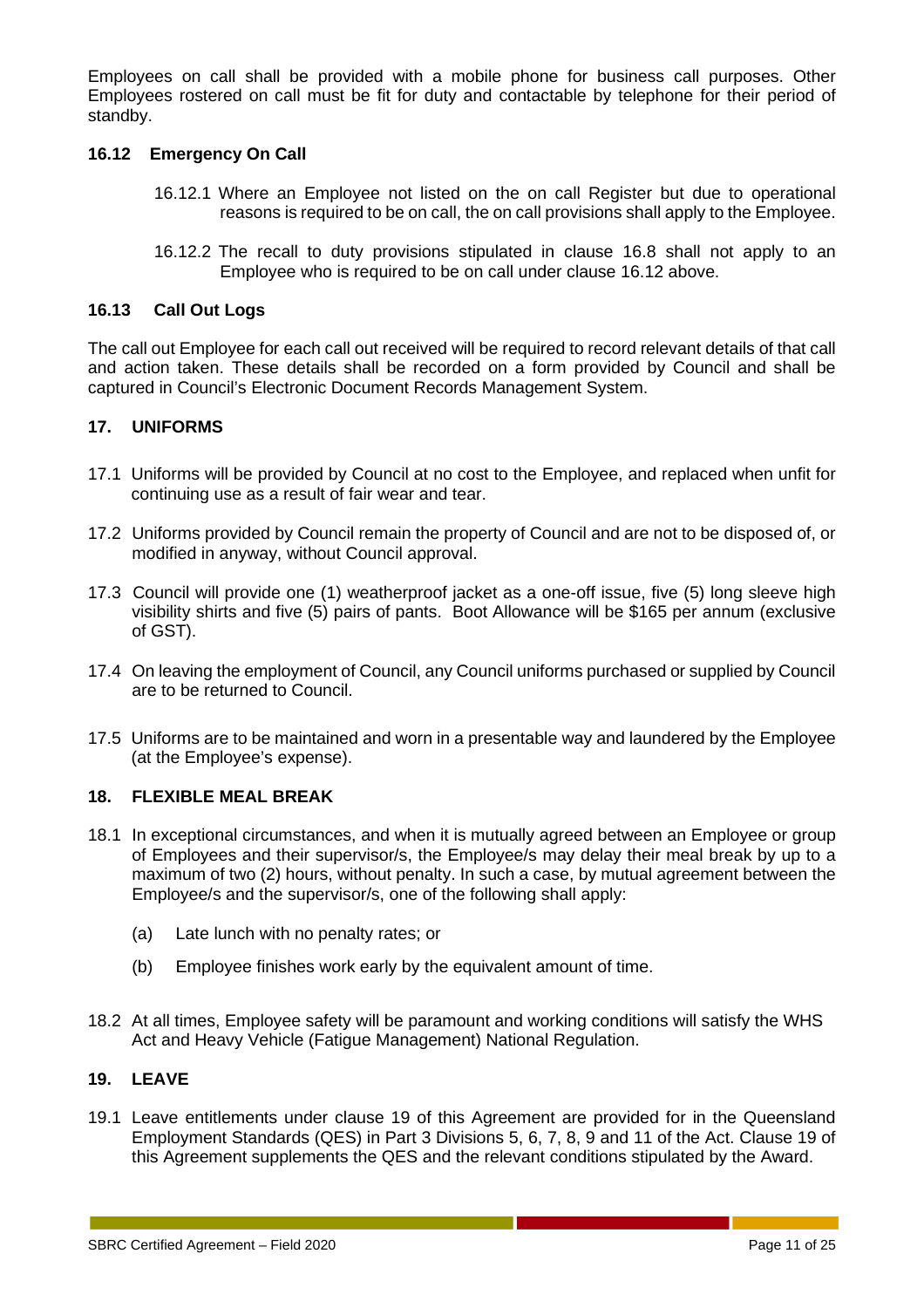Employees on call shall be provided with a mobile phone for business call purposes. Other Employees rostered on call must be fit for duty and contactable by telephone for their period of standby.

### 16.12 Emergency On Call

16.12.1 Where an Employee not listed on the on call Register but due to operational reasons is required to be on call, the on call provisions shall apply to the Employee.

16.12.2 The recall to duty provisions stipulated in clause 16.8 shall not apply to an Employee who is required to be on call under clause 16.12 above.

### 16.13 Call Out Logs

The call out Employee for each call out received will be required to record relevant details of that call and action taken. These details shall be recorded on a form provided by Council and shall be captured in Council's Electronic Document Records Management System.

## 17. UNIFORMS

17.1 Uniforms will be provided by Council at no cost to the Employee, and replaced when unfit for continuing use as a result of fair wear and tear.

17.2 Uniforms provided by Council remain the property of Council and are not to be disposed of, or modified in anyway, without Council approval.

17.3 Council will provide one (1) weatherproof jacket as a one-off issue, five (5) long sleeve high visibility shirts and five (5) pairs of pants. Boot Allowance will be $165 per annum (exclusive of GST).

17.4 On leaving the employment of Council, any Council uniforms purchased or supplied by Council are to be returned to Council.

17.5 Uniforms are to be maintained and worn in a presentable way and laundered by the Employee (at the Employee's expense).

## 18. FLEXIBLE MEAL BREAK

18.1 In exceptional circumstances, and when it is mutually agreed between an Employee or group of Employees and their supervisor/s, the Employee/s may delay their meal break by up to a maximum of two (2) hours, without penalty. In such a case, by mutual agreement between the Employee/s and the supervisor/s, one of the following shall apply:

(a) Late lunch with no penalty rates; or

(b) Employee finishes work early by the equivalent amount of time.

18.2 At all times, Employee safety will be paramount and working conditions will satisfy the WHS Act and Heavy Vehicle (Fatigue Management) National Regulation.

## 19. LEAVE

19.1 Leave entitlements under clause 19 of this Agreement are provided for in the Queensland Employment Standards (QES) in Part 3 Divisions 5, 6, 7, 8, 9 and 11 of the Act. Clause 19 of this Agreement supplements the QES and the relevant conditions stipulated by the Award.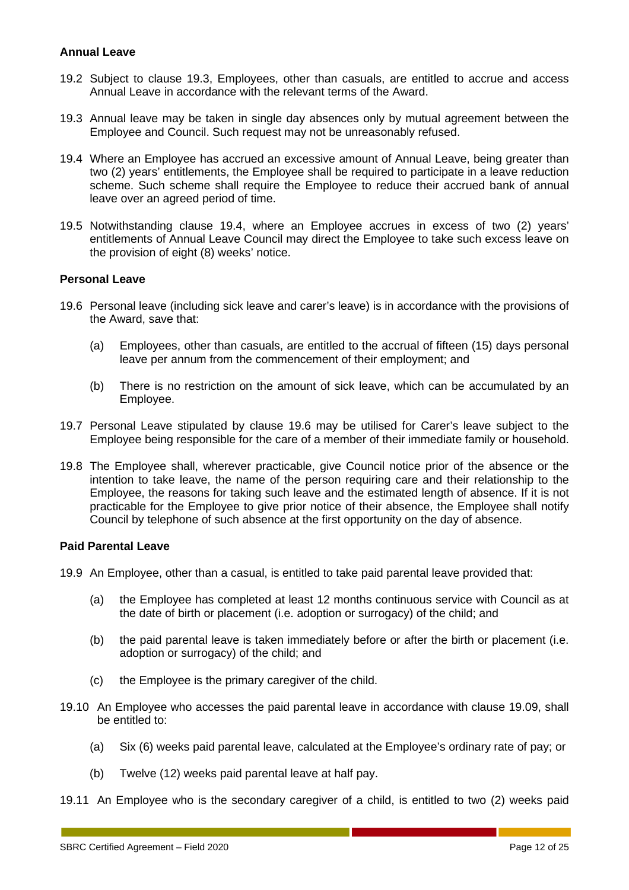**Annual Leave**

19.2 Subject to clause 19.3, Employees, other than casuals, are entitled to accrue and access Annual Leave in accordance with the relevant terms of the Award.

19.3 Annual leave may be taken in single day absences only by mutual agreement between the Employee and Council. Such request may not be unreasonably refused.

19.4 Where an Employee has accrued an excessive amount of Annual Leave, being greater than two (2) years' entitlements, the Employee shall be required to participate in a leave reduction scheme. Such scheme shall require the Employee to reduce their accrued bank of annual leave over an agreed period of time.

19.5 Notwithstanding clause 19.4, where an Employee accrues in excess of two (2) years' entitlements of Annual Leave Council may direct the Employee to take such excess leave on the provision of eight (8) weeks' notice.

**Personal Leave**

19.6 Personal leave (including sick leave and carer's leave) is in accordance with the provisions of the Award, save that:

(a) Employees, other than casuals, are entitled to the accrual of fifteen (15) days personal leave per annum from the commencement of their employment; and

(b) There is no restriction on the amount of sick leave, which can be accumulated by an Employee.

19.7 Personal Leave stipulated by clause 19.6 may be utilised for Carer's leave subject to the Employee being responsible for the care of a member of their immediate family or household.

19.8 The Employee shall, wherever practicable, give Council notice prior of the absence or the intention to take leave, the name of the person requiring care and their relationship to the Employee, the reasons for taking such leave and the estimated length of absence. If it is not practicable for the Employee to give prior notice of their absence, the Employee shall notify Council by telephone of such absence at the first opportunity on the day of absence.

**Paid Parental Leave**

19.9 An Employee, other than a casual, is entitled to take paid parental leave provided that:

(a) the Employee has completed at least 12 months continuous service with Council as at the date of birth or placement (i.e. adoption or surrogacy) of the child; and

(b) the paid parental leave is taken immediately before or after the birth or placement (i.e. adoption or surrogacy) of the child; and

(c) the Employee is the primary caregiver of the child.

19.10 An Employee who accesses the paid parental leave in accordance with clause 19.09, shall be entitled to:

(a) Six (6) weeks paid parental leave, calculated at the Employee's ordinary rate of pay; or

(b) Twelve (12) weeks paid parental leave at half pay.

19.11 An Employee who is the secondary caregiver of a child, is entitled to two (2) weeks paid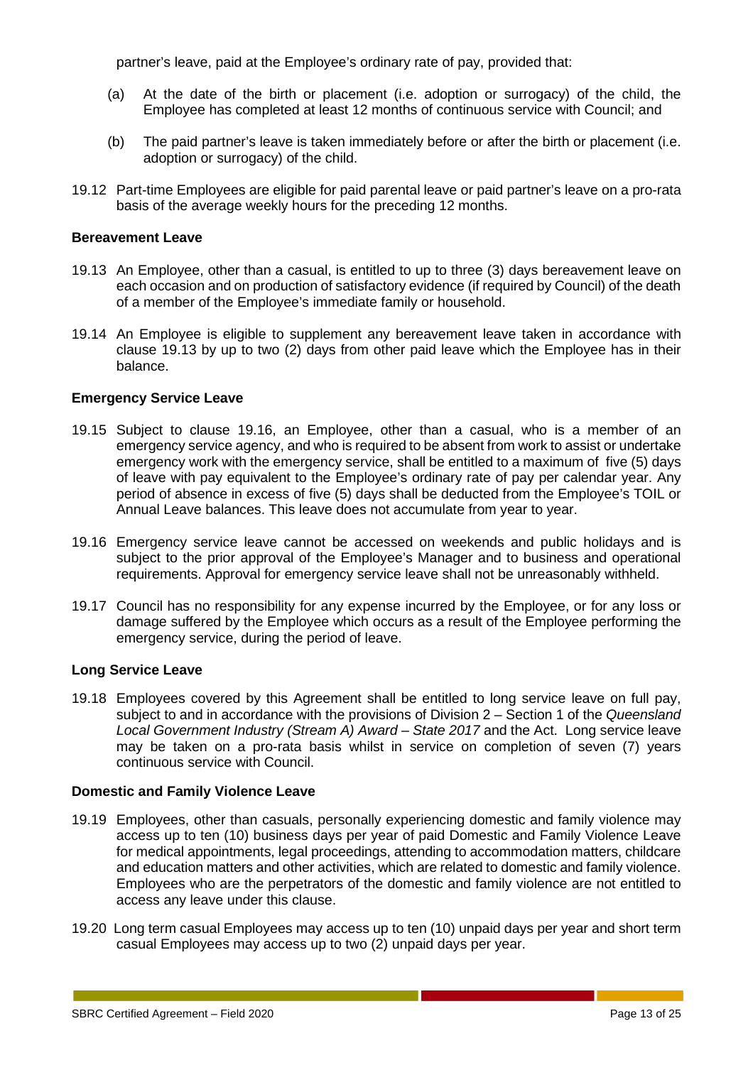partner's leave, paid at the Employee's ordinary rate of pay, provided that:

(a) At the date of the birth or placement (i.e. adoption or surrogacy) of the child, the Employee has completed at least 12 months of continuous service with Council; and

(b) The paid partner's leave is taken immediately before or after the birth or placement (i.e. adoption or surrogacy) of the child.

19.12 Part-time Employees are eligible for paid parental leave or paid partner's leave on a pro-rata basis of the average weekly hours for the preceding 12 months.

**Bereavement Leave**

19.13 An Employee, other than a casual, is entitled to up to three (3) days bereavement leave on each occasion and on production of satisfactory evidence (if required by Council) of the death of a member of the Employee's immediate family or household.

19.14 An Employee is eligible to supplement any bereavement leave taken in accordance with clause 19.13 by up to two (2) days from other paid leave which the Employee has in their balance.

**Emergency Service Leave**

19.15 Subject to clause 19.16, an Employee, other than a casual, who is a member of an emergency service agency, and who is required to be absent from work to assist or undertake emergency work with the emergency service, shall be entitled to a maximum of five (5) days of leave with pay equivalent to the Employee's ordinary rate of pay per calendar year. Any period of absence in excess of five (5) days shall be deducted from the Employee's TOIL or Annual Leave balances. This leave does not accumulate from year to year.

19.16 Emergency service leave cannot be accessed on weekends and public holidays and is subject to the prior approval of the Employee's Manager and to business and operational requirements. Approval for emergency service leave shall not be unreasonably withheld.

19.17 Council has no responsibility for any expense incurred by the Employee, or for any loss or damage suffered by the Employee which occurs as a result of the Employee performing the emergency service, during the period of leave.

**Long Service Leave**

19.18 Employees covered by this Agreement shall be entitled to long service leave on full pay, subject to and in accordance with the provisions of Division 2 – Section 1 of the *Queensland Local Government Industry (Stream A) Award – State 2017* and the Act. Long service leave may be taken on a pro-rata basis whilst in service on completion of seven (7) years continuous service with Council.

**Domestic and Family Violence Leave**

19.19 Employees, other than casuals, personally experiencing domestic and family violence may access up to ten (10) business days per year of paid Domestic and Family Violence Leave for medical appointments, legal proceedings, attending to accommodation matters, childcare and education matters and other activities, which are related to domestic and family violence. Employees who are the perpetrators of the domestic and family violence are not entitled to access any leave under this clause.

19.20 Long term casual Employees may access up to ten (10) unpaid days per year and short term casual Employees may access up to two (2) unpaid days per year.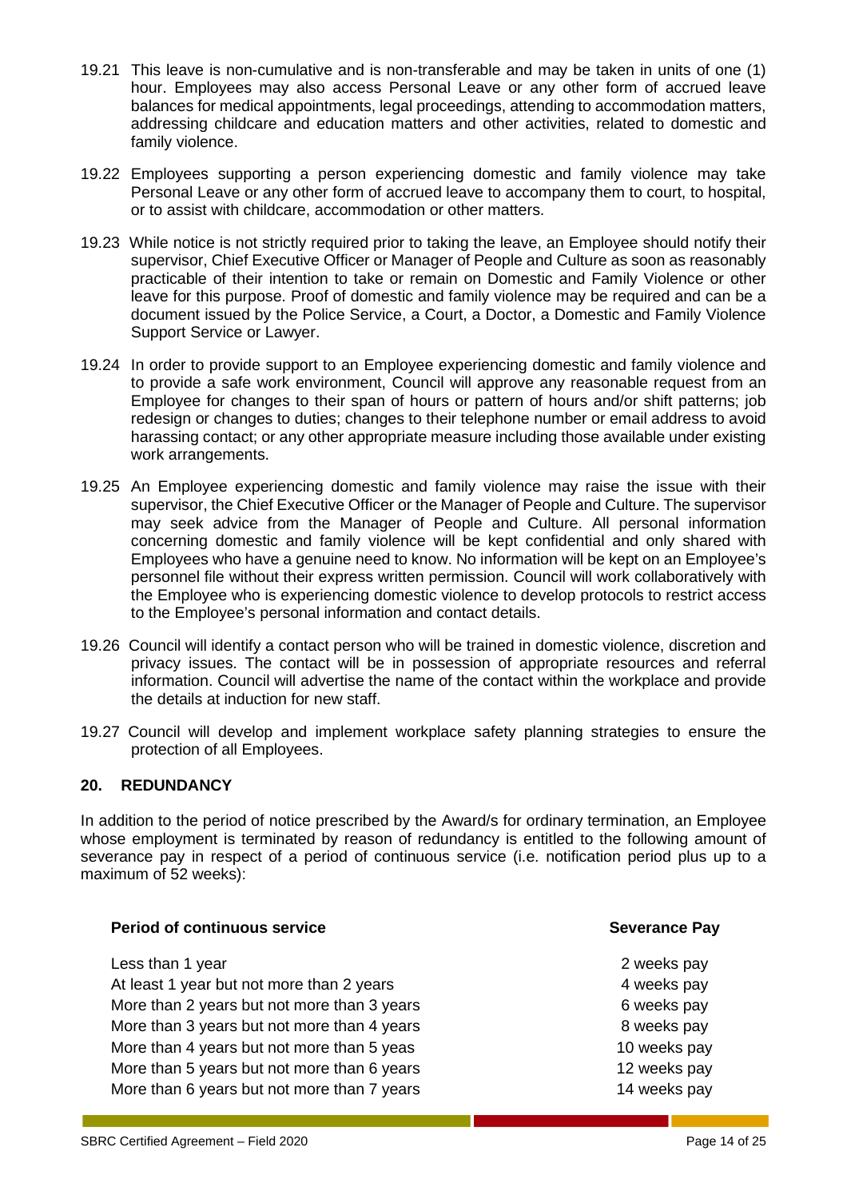19.21 This leave is non-cumulative and is non-transferable and may be taken in units of one (1) hour. Employees may also access Personal Leave or any other form of accrued leave balances for medical appointments, legal proceedings, attending to accommodation matters, addressing childcare and education matters and other activities, related to domestic and family violence.

19.22 Employees supporting a person experiencing domestic and family violence may take Personal Leave or any other form of accrued leave to accompany them to court, to hospital, or to assist with childcare, accommodation or other matters.

19.23 While notice is not strictly required prior to taking the leave, an Employee should notify their supervisor, Chief Executive Officer or Manager of People and Culture as soon as reasonably practicable of their intention to take or remain on Domestic and Family Violence or other leave for this purpose. Proof of domestic and family violence may be required and can be a document issued by the Police Service, a Court, a Doctor, a Domestic and Family Violence Support Service or Lawyer.

19.24 In order to provide support to an Employee experiencing domestic and family violence and to provide a safe work environment, Council will approve any reasonable request from an Employee for changes to their span of hours or pattern of hours and/or shift patterns; job redesign or changes to duties; changes to their telephone number or email address to avoid harassing contact; or any other appropriate measure including those available under existing work arrangements.

19.25 An Employee experiencing domestic and family violence may raise the issue with their supervisor, the Chief Executive Officer or the Manager of People and Culture. The supervisor may seek advice from the Manager of People and Culture. All personal information concerning domestic and family violence will be kept confidential and only shared with Employees who have a genuine need to know. No information will be kept on an Employee's personnel file without their express written permission. Council will work collaboratively with the Employee who is experiencing domestic violence to develop protocols to restrict access to the Employee's personal information and contact details.

19.26 Council will identify a contact person who will be trained in domestic violence, discretion and privacy issues. The contact will be in possession of appropriate resources and referral information. Council will advertise the name of the contact within the workplace and provide the details at induction for new staff.

19.27 Council will develop and implement workplace safety planning strategies to ensure the protection of all Employees.

## 20. REDUNDANCY

In addition to the period of notice prescribed by the Award/s for ordinary termination, an Employee whose employment is terminated by reason of redundancy is entitled to the following amount of severance pay in respect of a period of continuous service (i.e. notification period plus up to a maximum of 52 weeks):

| Period of continuous service | Severance Pay |
|---|---|
| Less than 1 year | 2 weeks pay |
| At least 1 year but not more than 2 years | 4 weeks pay |
| More than 2 years but not more than 3 years | 6 weeks pay |
| More than 3 years but not more than 4 years | 8 weeks pay |
| More than 4 years but not more than 5 yeas | 10 weeks pay |
| More than 5 years but not more than 6 years | 12 weeks pay |
| More than 6 years but not more than 7 years | 14 weeks pay |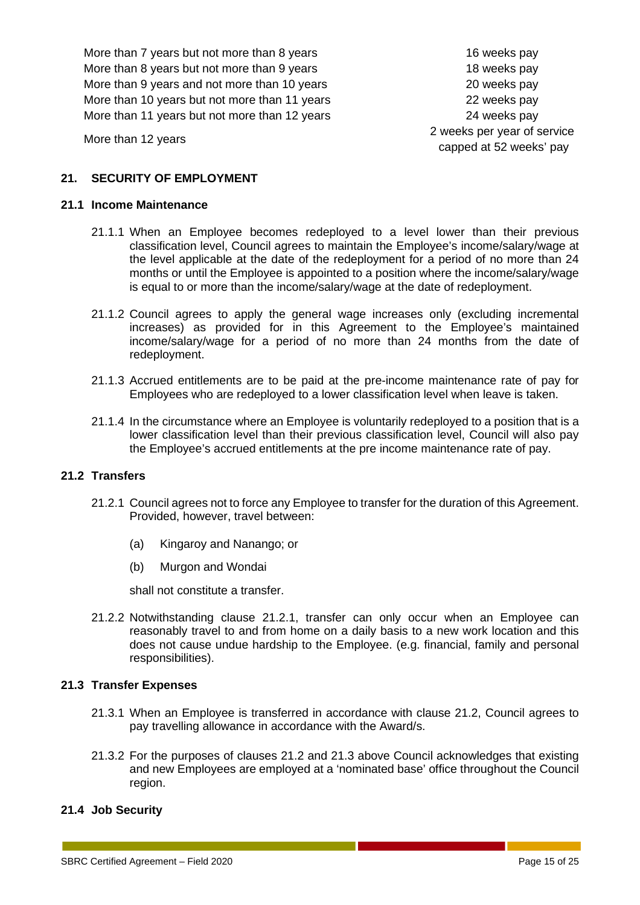| | |
|---|---|
| More than 7 years but not more than 8 years | 16 weeks pay |
| More than 8 years but not more than 9 years | 18 weeks pay |
| More than 9 years and not more than 10 years | 20 weeks pay |
| More than 10 years but not more than 11 years | 22 weeks pay |
| More than 11 years but not more than 12 years | 24 weeks pay |
| More than 12 years | 2 weeks per year of service capped at 52 weeks' pay |

## 21. SECURITY OF EMPLOYMENT

### 21.1 Income Maintenance

21.1.1 When an Employee becomes redeployed to a level lower than their previous classification level, Council agrees to maintain the Employee's income/salary/wage at the level applicable at the date of the redeployment for a period of no more than 24 months or until the Employee is appointed to a position where the income/salary/wage is equal to or more than the income/salary/wage at the date of redeployment.

21.1.2 Council agrees to apply the general wage increases only (excluding incremental increases) as provided for in this Agreement to the Employee's maintained income/salary/wage for a period of no more than 24 months from the date of redeployment.

21.1.3 Accrued entitlements are to be paid at the pre-income maintenance rate of pay for Employees who are redeployed to a lower classification level when leave is taken.

21.1.4 In the circumstance where an Employee is voluntarily redeployed to a position that is a lower classification level than their previous classification level, Council will also pay the Employee's accrued entitlements at the pre income maintenance rate of pay.

### 21.2 Transfers

21.2.1 Council agrees not to force any Employee to transfer for the duration of this Agreement. Provided, however, travel between:

(a) Kingaroy and Nanango; or

(b) Murgon and Wondai

shall not constitute a transfer.

21.2.2 Notwithstanding clause 21.2.1, transfer can only occur when an Employee can reasonably travel to and from home on a daily basis to a new work location and this does not cause undue hardship to the Employee. (e.g. financial, family and personal responsibilities).

### 21.3 Transfer Expenses

21.3.1 When an Employee is transferred in accordance with clause 21.2, Council agrees to pay travelling allowance in accordance with the Award/s.

21.3.2 For the purposes of clauses 21.2 and 21.3 above Council acknowledges that existing and new Employees are employed at a 'nominated base' office throughout the Council region.

### 21.4 Job Security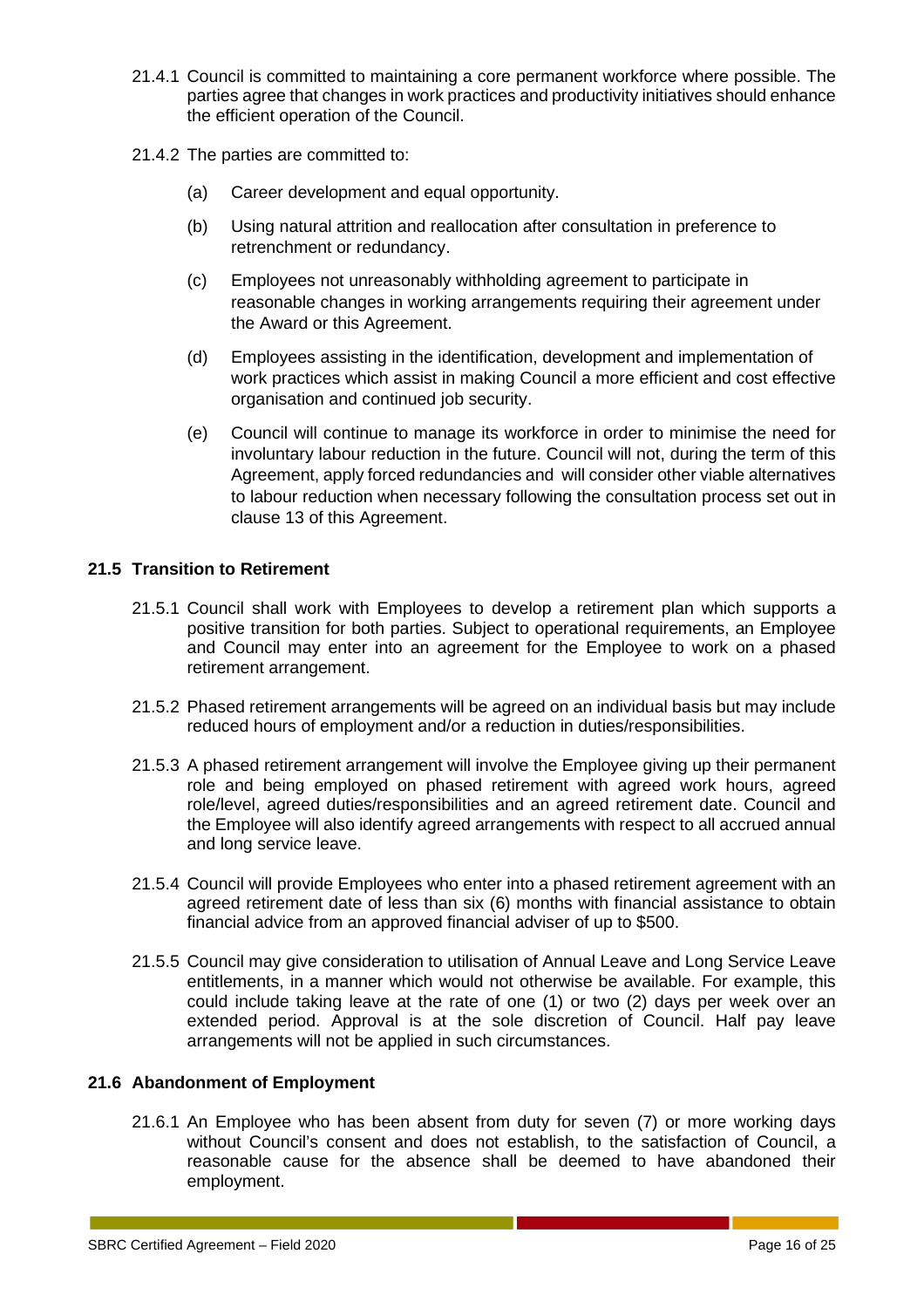21.4.1 Council is committed to maintaining a core permanent workforce where possible. The parties agree that changes in work practices and productivity initiatives should enhance the efficient operation of the Council.

21.4.2 The parties are committed to:

(a) Career development and equal opportunity.

(b) Using natural attrition and reallocation after consultation in preference to retrenchment or redundancy.

(c) Employees not unreasonably withholding agreement to participate in reasonable changes in working arrangements requiring their agreement under the Award or this Agreement.

(d) Employees assisting in the identification, development and implementation of work practices which assist in making Council a more efficient and cost effective organisation and continued job security.

(e) Council will continue to manage its workforce in order to minimise the need for involuntary labour reduction in the future. Council will not, during the term of this Agreement, apply forced redundancies and will consider other viable alternatives to labour reduction when necessary following the consultation process set out in clause 13 of this Agreement.

### 21.5 Transition to Retirement

21.5.1 Council shall work with Employees to develop a retirement plan which supports a positive transition for both parties. Subject to operational requirements, an Employee and Council may enter into an agreement for the Employee to work on a phased retirement arrangement.

21.5.2 Phased retirement arrangements will be agreed on an individual basis but may include reduced hours of employment and/or a reduction in duties/responsibilities.

21.5.3 A phased retirement arrangement will involve the Employee giving up their permanent role and being employed on phased retirement with agreed work hours, agreed role/level, agreed duties/responsibilities and an agreed retirement date. Council and the Employee will also identify agreed arrangements with respect to all accrued annual and long service leave.

21.5.4 Council will provide Employees who enter into a phased retirement agreement with an agreed retirement date of less than six (6) months with financial assistance to obtain financial advice from an approved financial adviser of up to $500.

21.5.5 Council may give consideration to utilisation of Annual Leave and Long Service Leave entitlements, in a manner which would not otherwise be available. For example, this could include taking leave at the rate of one (1) or two (2) days per week over an extended period. Approval is at the sole discretion of Council. Half pay leave arrangements will not be applied in such circumstances.

### 21.6 Abandonment of Employment

21.6.1 An Employee who has been absent from duty for seven (7) or more working days without Council's consent and does not establish, to the satisfaction of Council, a reasonable cause for the absence shall be deemed to have abandoned their employment.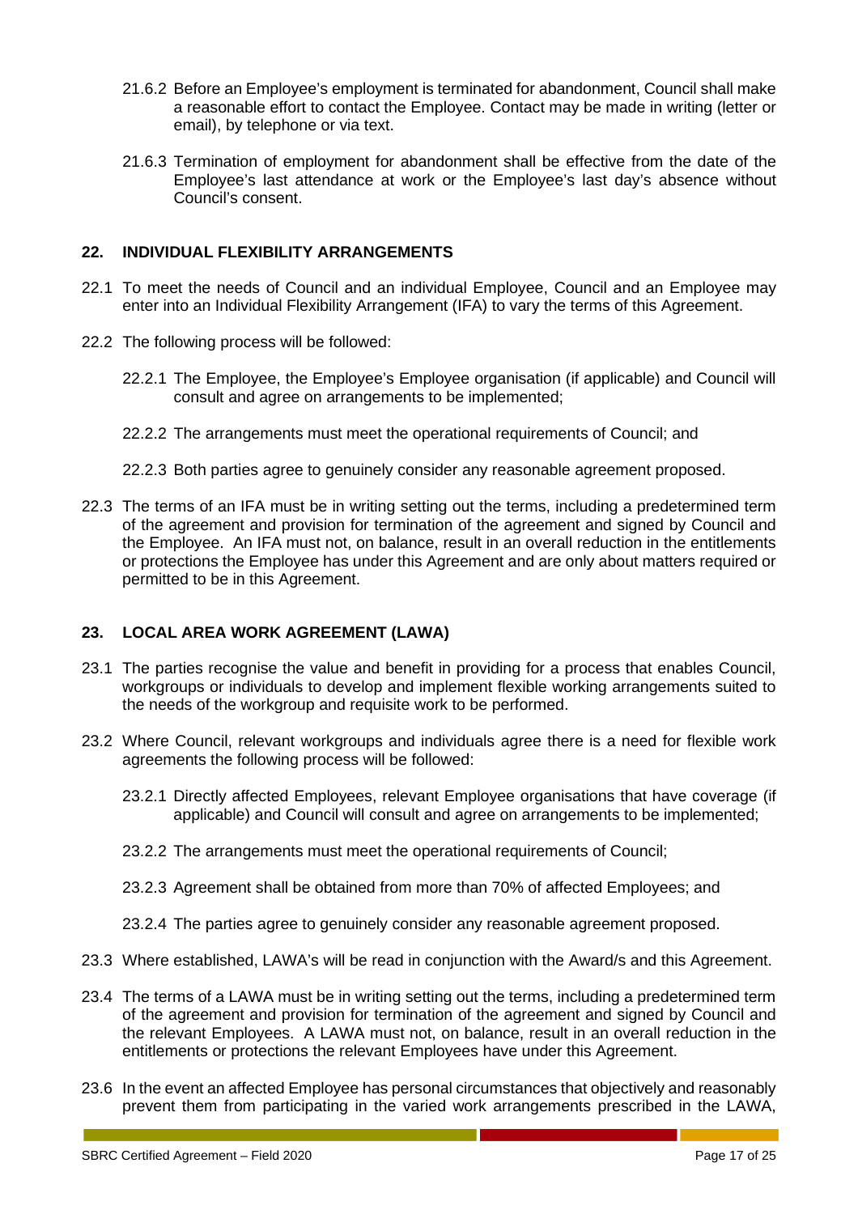21.6.2 Before an Employee's employment is terminated for abandonment, Council shall make a reasonable effort to contact the Employee. Contact may be made in writing (letter or email), by telephone or via text.

21.6.3 Termination of employment for abandonment shall be effective from the date of the Employee's last attendance at work or the Employee's last day's absence without Council's consent.

## 22. INDIVIDUAL FLEXIBILITY ARRANGEMENTS

22.1 To meet the needs of Council and an individual Employee, Council and an Employee may enter into an Individual Flexibility Arrangement (IFA) to vary the terms of this Agreement.

22.2 The following process will be followed:

22.2.1 The Employee, the Employee's Employee organisation (if applicable) and Council will consult and agree on arrangements to be implemented;

22.2.2 The arrangements must meet the operational requirements of Council; and

22.2.3 Both parties agree to genuinely consider any reasonable agreement proposed.

22.3 The terms of an IFA must be in writing setting out the terms, including a predetermined term of the agreement and provision for termination of the agreement and signed by Council and the Employee. An IFA must not, on balance, result in an overall reduction in the entitlements or protections the Employee has under this Agreement and are only about matters required or permitted to be in this Agreement.

## 23. LOCAL AREA WORK AGREEMENT (LAWA)

23.1 The parties recognise the value and benefit in providing for a process that enables Council, workgroups or individuals to develop and implement flexible working arrangements suited to the needs of the workgroup and requisite work to be performed.

23.2 Where Council, relevant workgroups and individuals agree there is a need for flexible work agreements the following process will be followed:

23.2.1 Directly affected Employees, relevant Employee organisations that have coverage (if applicable) and Council will consult and agree on arrangements to be implemented;

23.2.2 The arrangements must meet the operational requirements of Council;

23.2.3 Agreement shall be obtained from more than 70% of affected Employees; and

23.2.4 The parties agree to genuinely consider any reasonable agreement proposed.

23.3 Where established, LAWA's will be read in conjunction with the Award/s and this Agreement.

23.4 The terms of a LAWA must be in writing setting out the terms, including a predetermined term of the agreement and provision for termination of the agreement and signed by Council and the relevant Employees. A LAWA must not, on balance, result in an overall reduction in the entitlements or protections the relevant Employees have under this Agreement.

23.6 In the event an affected Employee has personal circumstances that objectively and reasonably prevent them from participating in the varied work arrangements prescribed in the LAWA,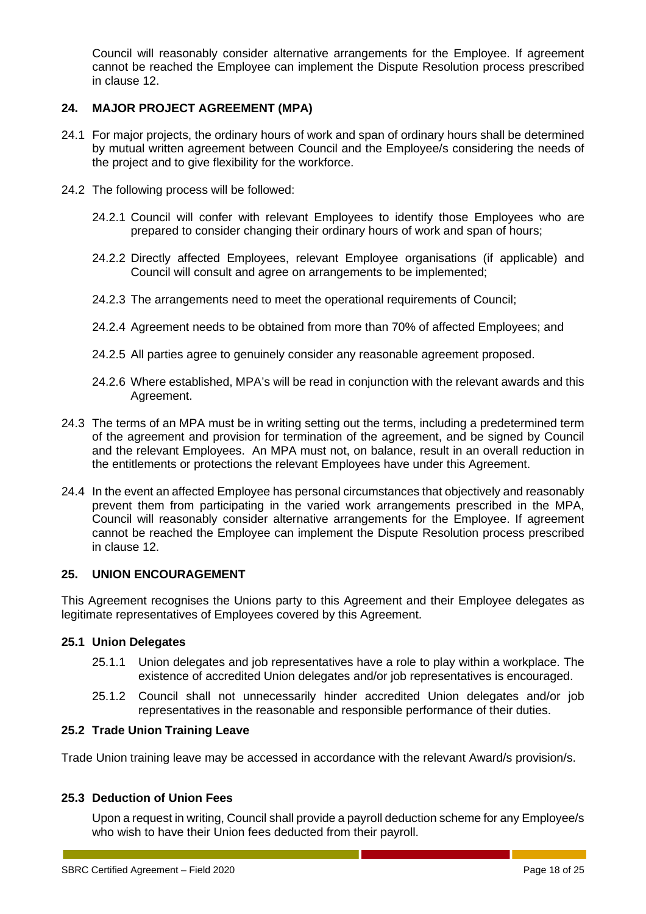Council will reasonably consider alternative arrangements for the Employee. If agreement cannot be reached the Employee can implement the Dispute Resolution process prescribed in clause 12.

## 24. MAJOR PROJECT AGREEMENT (MPA)

24.1 For major projects, the ordinary hours of work and span of ordinary hours shall be determined by mutual written agreement between Council and the Employee/s considering the needs of the project and to give flexibility for the workforce.

24.2 The following process will be followed:

- 24.2.1 Council will confer with relevant Employees to identify those Employees who are prepared to consider changing their ordinary hours of work and span of hours;
- 24.2.2 Directly affected Employees, relevant Employee organisations (if applicable) and Council will consult and agree on arrangements to be implemented;
- 24.2.3 The arrangements need to meet the operational requirements of Council;
- 24.2.4 Agreement needs to be obtained from more than 70% of affected Employees; and
- 24.2.5 All parties agree to genuinely consider any reasonable agreement proposed.
- 24.2.6 Where established, MPA's will be read in conjunction with the relevant awards and this Agreement.

24.3 The terms of an MPA must be in writing setting out the terms, including a predetermined term of the agreement and provision for termination of the agreement, and be signed by Council and the relevant Employees. An MPA must not, on balance, result in an overall reduction in the entitlements or protections the relevant Employees have under this Agreement.

24.4 In the event an affected Employee has personal circumstances that objectively and reasonably prevent them from participating in the varied work arrangements prescribed in the MPA, Council will reasonably consider alternative arrangements for the Employee. If agreement cannot be reached the Employee can implement the Dispute Resolution process prescribed in clause 12.

## 25. UNION ENCOURAGEMENT

This Agreement recognises the Unions party to this Agreement and their Employee delegates as legitimate representatives of Employees covered by this Agreement.

### 25.1 Union Delegates

- 25.1.1 Union delegates and job representatives have a role to play within a workplace. The existence of accredited Union delegates and/or job representatives is encouraged.
- 25.1.2 Council shall not unnecessarily hinder accredited Union delegates and/or job representatives in the reasonable and responsible performance of their duties.

### 25.2 Trade Union Training Leave

Trade Union training leave may be accessed in accordance with the relevant Award/s provision/s.

### 25.3 Deduction of Union Fees

Upon a request in writing, Council shall provide a payroll deduction scheme for any Employee/s who wish to have their Union fees deducted from their payroll.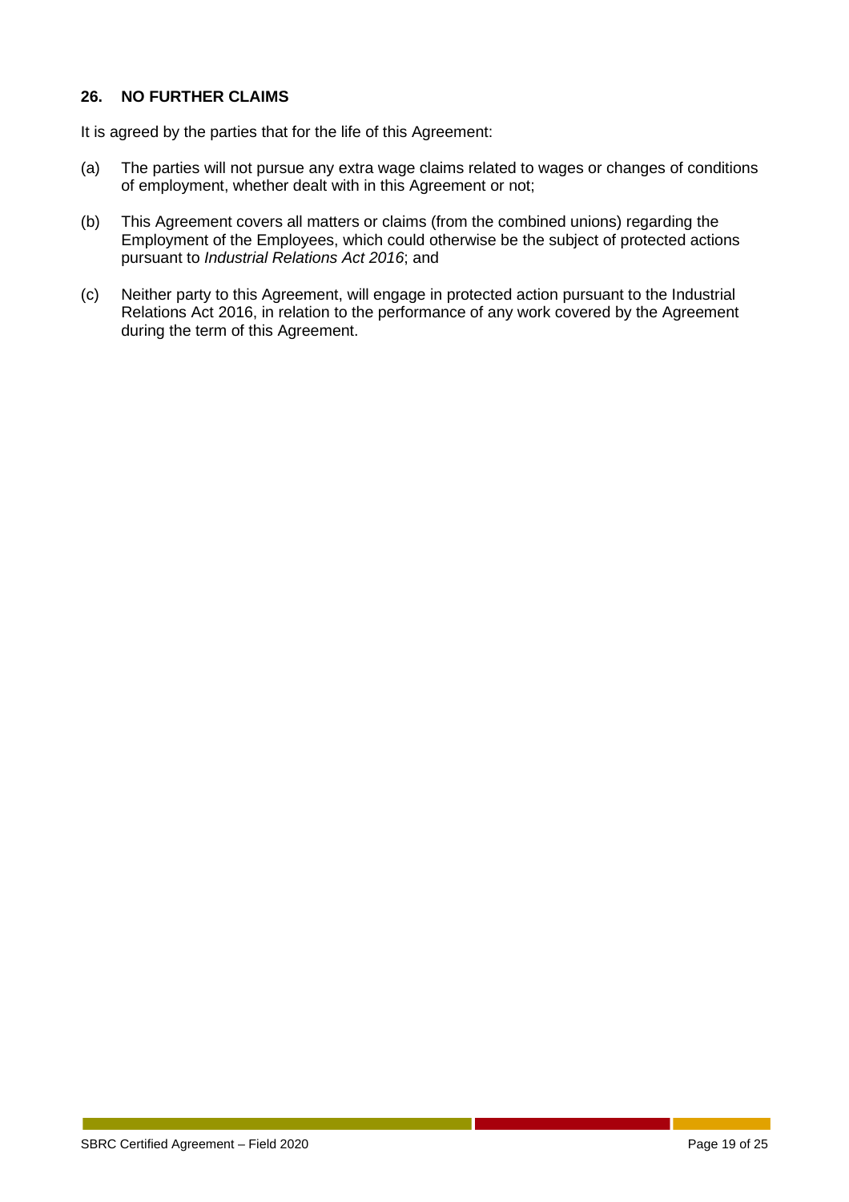## 26. NO FURTHER CLAIMS

It is agreed by the parties that for the life of this Agreement:

(a) The parties will not pursue any extra wage claims related to wages or changes of conditions of employment, whether dealt with in this Agreement or not;

(b) This Agreement covers all matters or claims (from the combined unions) regarding the Employment of the Employees, which could otherwise be the subject of protected actions pursuant to *Industrial Relations Act 2016*; and

(c) Neither party to this Agreement, will engage in protected action pursuant to the Industrial Relations Act 2016, in relation to the performance of any work covered by the Agreement during the term of this Agreement.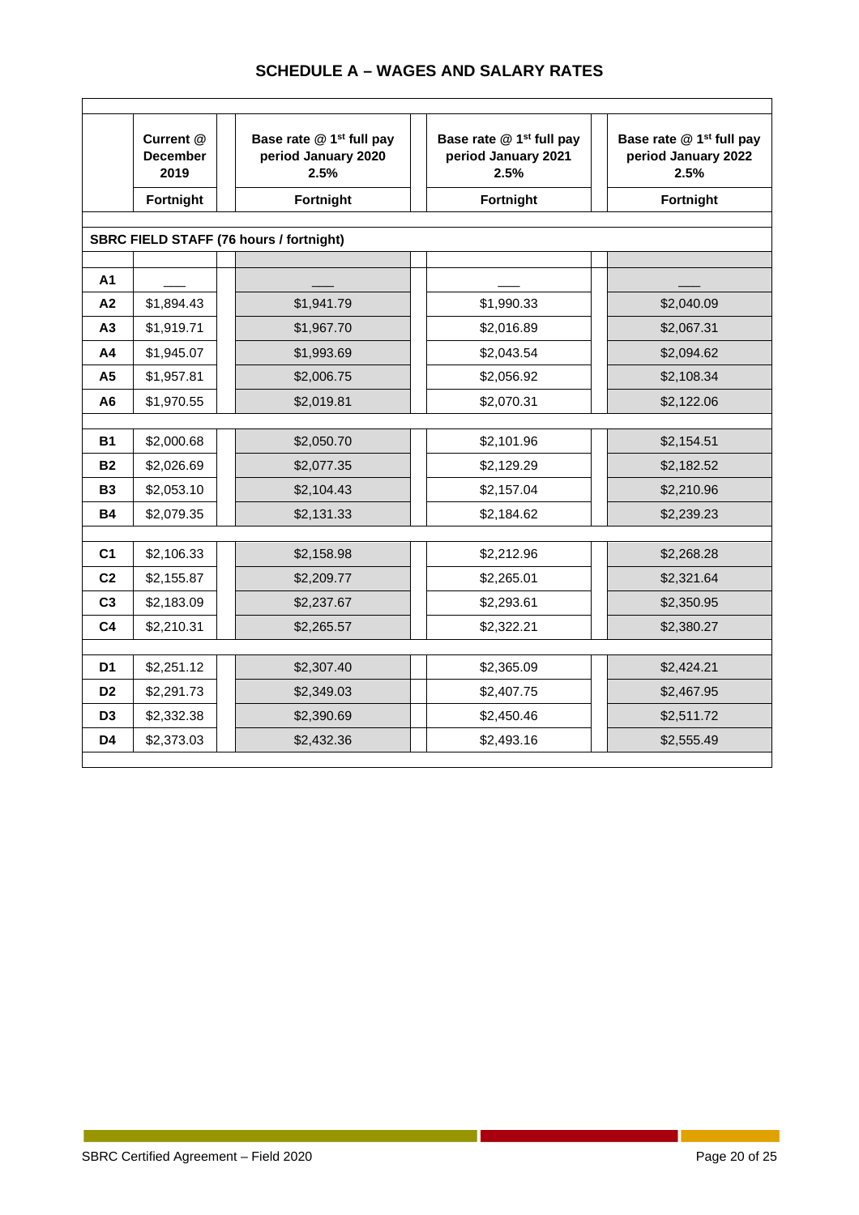## SCHEDULE A – WAGES AND SALARY RATES

| | Current @ December 2019 | Base rate @ 1st full pay period January 2020 2.5% | Base rate @ 1st full pay period January 2021 2.5% | Base rate @ 1st full pay period January 2022 2.5% |
|---|---|---|---|---|
| | Fortnight | Fortnight | Fortnight | Fortnight |
| **SBRC FIELD STAFF (76 hours / fortnight)** | | | | |
| **A1** | ___ | ___ | ___ | ___ |
| **A2** | $1,894.43 | $1,941.79 | $1,990.33 | $2,040.09 |
| **A3** | $1,919.71 | $1,967.70 | $2,016.89 | $2,067.31 |
| **A4** | $1,945.07 | $1,993.69 | $2,043.54 | $2,094.62 |
| **A5** | $1,957.81 | $2,006.75 | $2,056.92 | $2,108.34 |
| **A6** | $1,970.55 | $2,019.81 | $2,070.31 | $2,122.06 |
| **B1** | $2,000.68 | $2,050.70 | $2,101.96 | $2,154.51 |
| **B2** | $2,026.69 | $2,077.35 | $2,129.29 | $2,182.52 |
| **B3** | $2,053.10 | $2,104.43 | $2,157.04 | $2,210.96 |
| **B4** | $2,079.35 | $2,131.33 | $2,184.62 | $2,239.23 |
| **C1** | $2,106.33 | $2,158.98 | $2,212.96 | $2,268.28 |
| **C2** | $2,155.87 | $2,209.77 | $2,265.01 | $2,321.64 |
| **C3** | $2,183.09 | $2,237.67 | $2,293.61 | $2,350.95 |
| **C4** | $2,210.31 | $2,265.57 | $2,322.21 | $2,380.27 |
| **D1** | $2,251.12 | $2,307.40 | $2,365.09 | $2,424.21 |
| **D2** | $2,291.73 | $2,349.03 | $2,407.75 | $2,467.95 |
| **D3** | $2,332.38 | $2,390.69 | $2,450.46 | $2,511.72 |
| **D4** | $2,373.03 | $2,432.36 | $2,493.16 | $2,555.49 |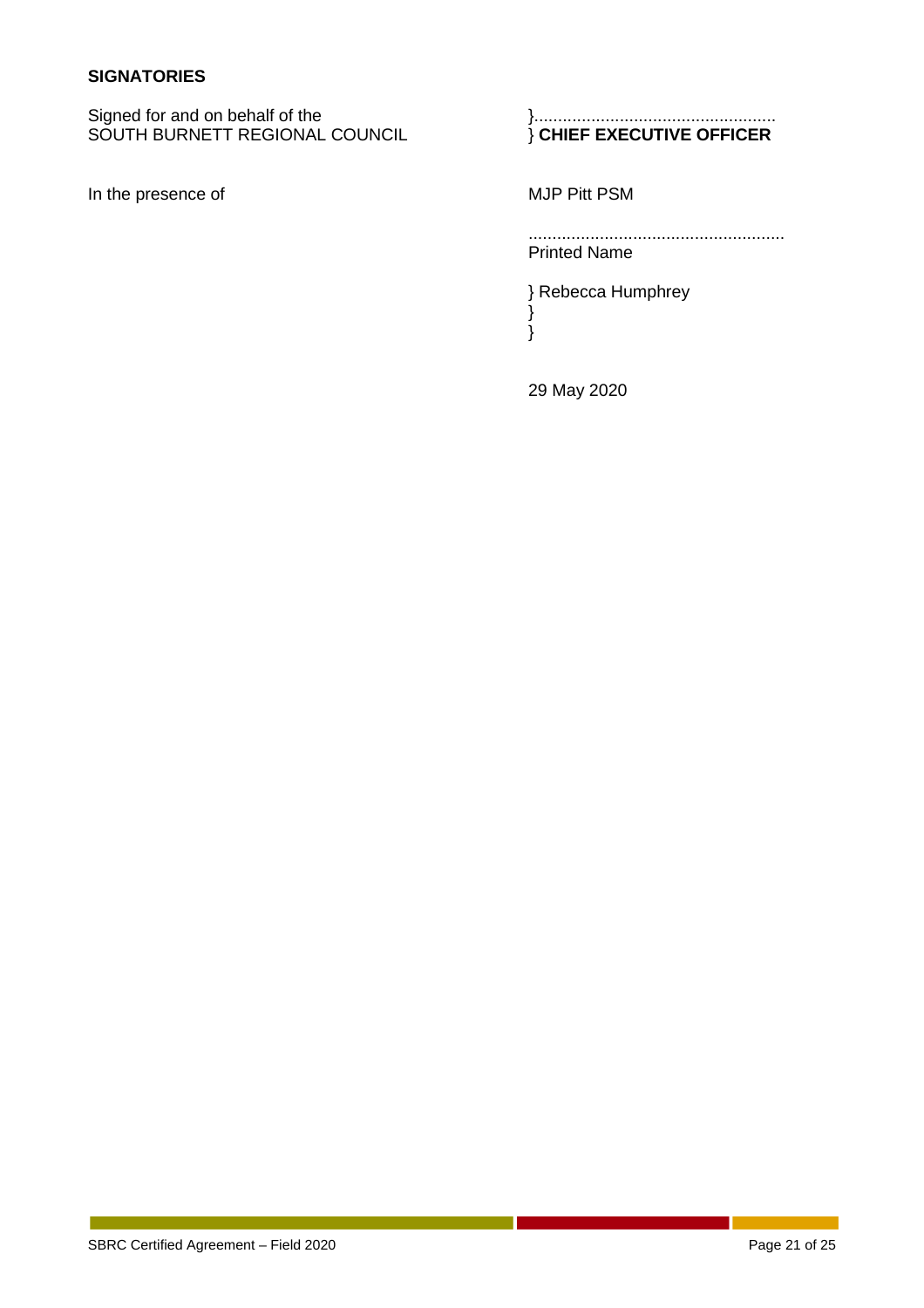**SIGNATORIES**

| | |
|---|---|
| Signed for and on behalf of the SOUTH BURNETT REGIONAL COUNCIL | }................................................... } **CHIEF EXECUTIVE OFFICER** |
| In the presence of | MJP Pitt PSM |
| | ..................................................... Printed Name |
| | } Rebecca Humphrey } } |
| | 29 May 2020 |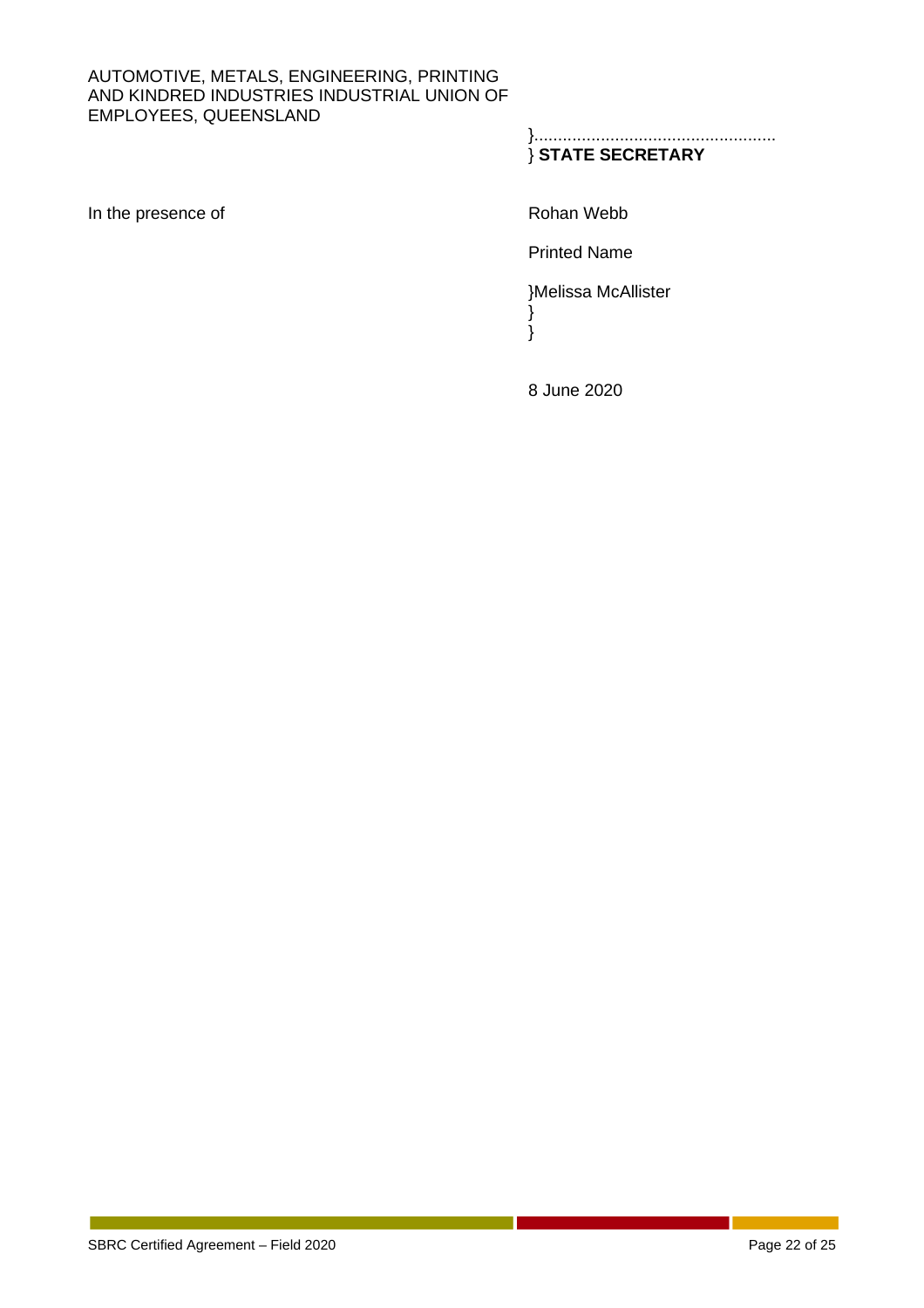AUTOMOTIVE, METALS, ENGINEERING, PRINTING AND KINDRED INDUSTRIES INDUSTRIAL UNION OF EMPLOYEES, QUEENSLAND

}...................................................
} **STATE SECRETARY**

In the presence of

Rohan Webb

Printed Name

}Melissa McAllister
}
}

8 June 2020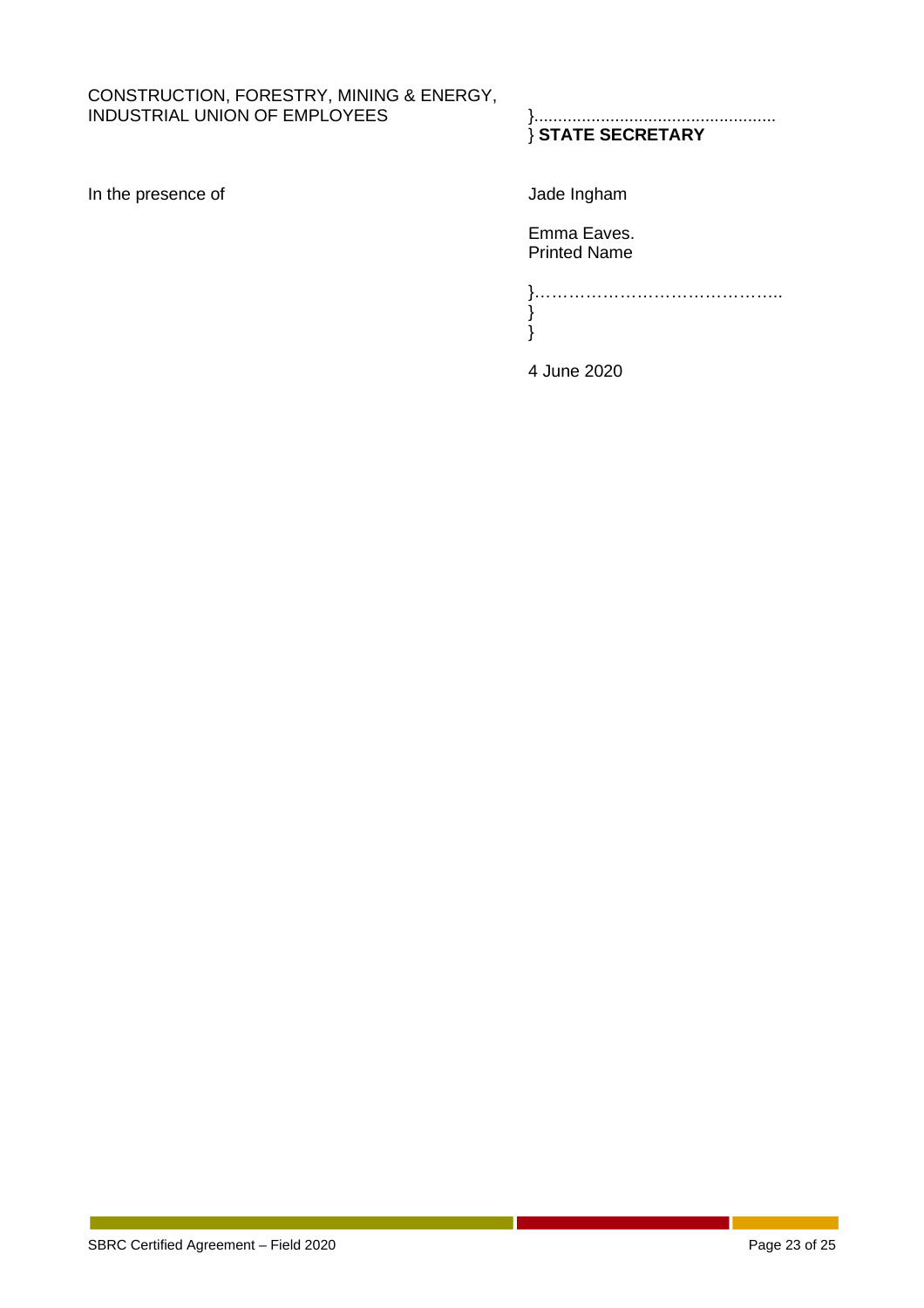CONSTRUCTION, FORESTRY, MINING & ENERGY, INDUSTRIAL UNION OF EMPLOYEES

}...................................................
} **STATE SECRETARY**

In the presence of

Jade Ingham

Emma Eaves.
Printed Name

}……………………………………..
}
}

4 June 2020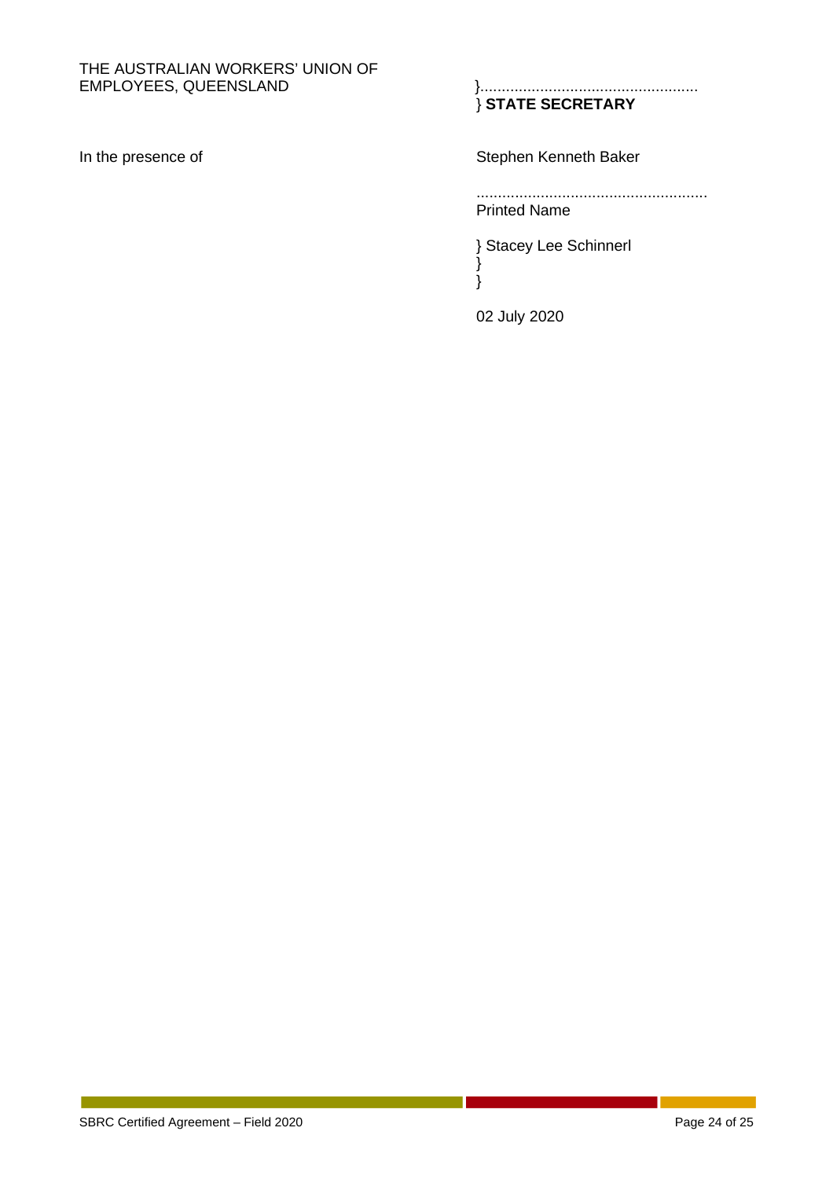THE AUSTRALIAN WORKERS' UNION OF EMPLOYEES, QUEENSLAND

}...................................................
} **STATE SECRETARY**

In the presence of

Stephen Kenneth Baker

......................................................
Printed Name

} Stacey Lee Schinnerl
}
}

02 July 2020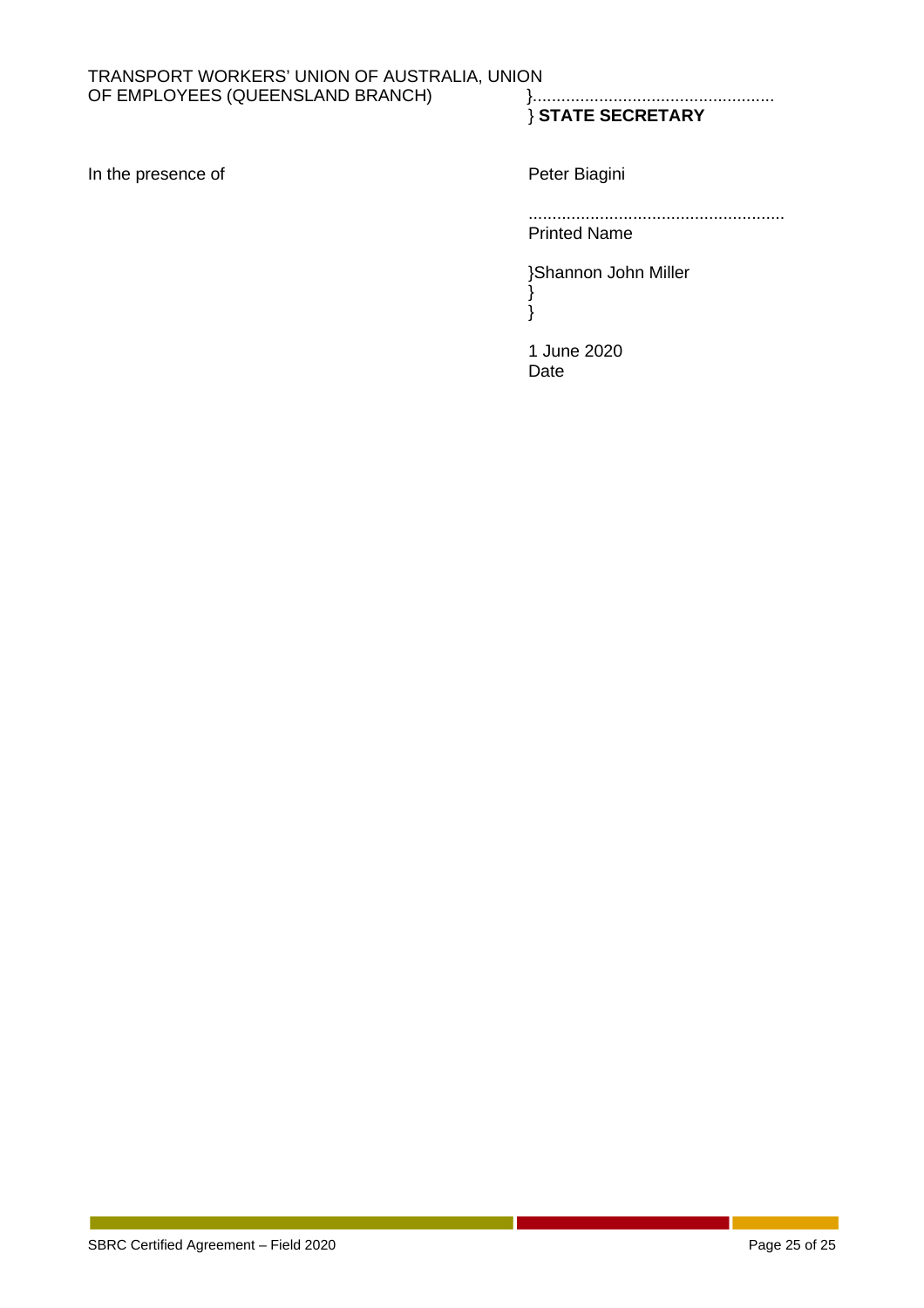TRANSPORT WORKERS' UNION OF AUSTRALIA, UNION OF EMPLOYEES (QUEENSLAND BRANCH) }..................................................

} **STATE SECRETARY**

In the presence of

Peter Biagini

......................................................

Printed Name

}Shannon John Miller

}

}

1 June 2020

Date